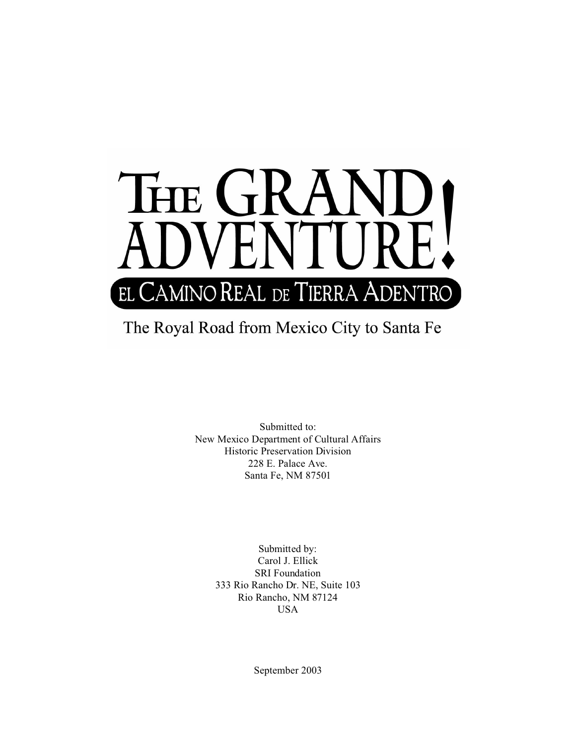# THE GRAND ADVENTURE!

## EL CAMINO REAL DE TIERRA ADENTRO

The Royal Road from Mexico City to Santa Fe

Submitted to:  
New Mexico Department of Cultural Affairs  
Historic Preservation Division  
228 E. Palace Ave.  
Santa Fe, NM 87501

Submitted by:  
Carol J. Ellick  
SRI Foundation  
333 Rio Rancho Dr. NE, Suite 103  
Rio Rancho, NM 87124  
USA

September 2003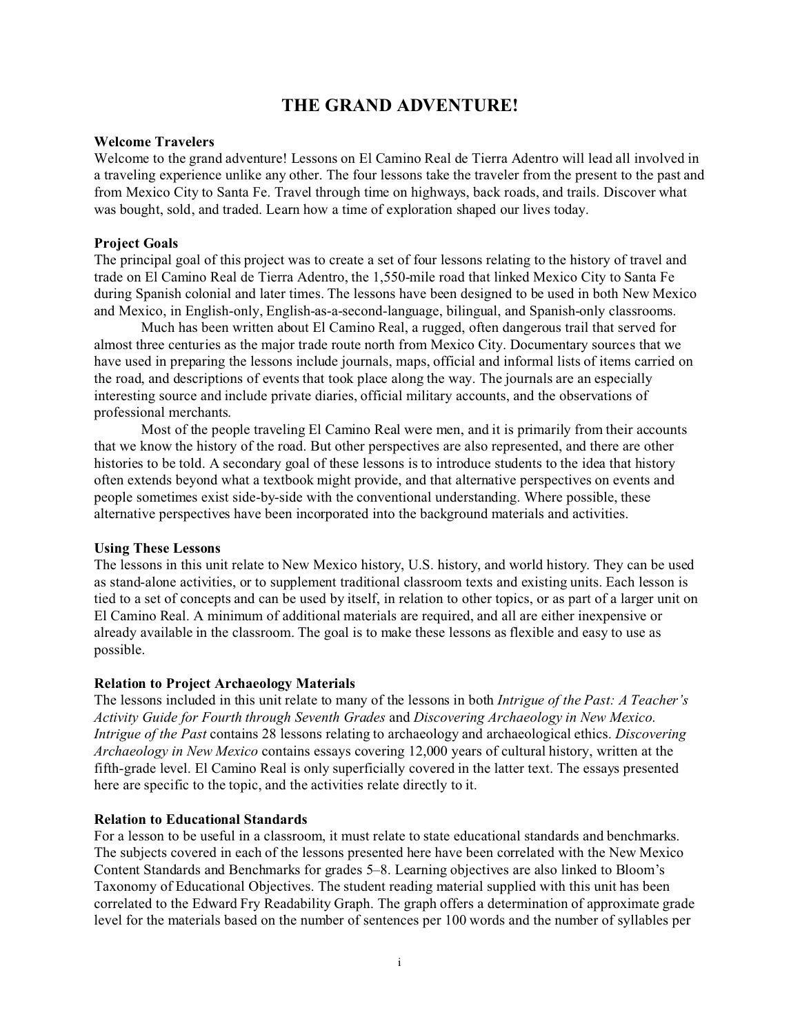# THE GRAND ADVENTURE!

**Welcome Travelers**

Welcome to the grand adventure! Lessons on El Camino Real de Tierra Adentro will lead all involved in a traveling experience unlike any other. The four lessons take the traveler from the present to the past and from Mexico City to Santa Fe. Travel through time on highways, back roads, and trails. Discover what was bought, sold, and traded. Learn how a time of exploration shaped our lives today.

**Project Goals**

The principal goal of this project was to create a set of four lessons relating to the history of travel and trade on El Camino Real de Tierra Adentro, the 1,550-mile road that linked Mexico City to Santa Fe during Spanish colonial and later times. The lessons have been designed to be used in both New Mexico and Mexico, in English-only, English-as-a-second-language, bilingual, and Spanish-only classrooms.

Much has been written about El Camino Real, a rugged, often dangerous trail that served for almost three centuries as the major trade route north from Mexico City. Documentary sources that we have used in preparing the lessons include journals, maps, official and informal lists of items carried on the road, and descriptions of events that took place along the way. The journals are an especially interesting source and include private diaries, official military accounts, and the observations of professional merchants.

Most of the people traveling El Camino Real were men, and it is primarily from their accounts that we know the history of the road. But other perspectives are also represented, and there are other histories to be told. A secondary goal of these lessons is to introduce students to the idea that history often extends beyond what a textbook might provide, and that alternative perspectives on events and people sometimes exist side-by-side with the conventional understanding. Where possible, these alternative perspectives have been incorporated into the background materials and activities.

**Using These Lessons**

The lessons in this unit relate to New Mexico history, U.S. history, and world history. They can be used as stand-alone activities, or to supplement traditional classroom texts and existing units. Each lesson is tied to a set of concepts and can be used by itself, in relation to other topics, or as part of a larger unit on El Camino Real. A minimum of additional materials are required, and all are either inexpensive or already available in the classroom. The goal is to make these lessons as flexible and easy to use as possible.

**Relation to Project Archaeology Materials**

The lessons included in this unit relate to many of the lessons in both *Intrigue of the Past: A Teacher's Activity Guide for Fourth through Seventh Grades* and *Discovering Archaeology in New Mexico*. *Intrigue of the Past* contains 28 lessons relating to archaeology and archaeological ethics. *Discovering Archaeology in New Mexico* contains essays covering 12,000 years of cultural history, written at the fifth-grade level. El Camino Real is only superficially covered in the latter text. The essays presented here are specific to the topic, and the activities relate directly to it.

**Relation to Educational Standards**

For a lesson to be useful in a classroom, it must relate to state educational standards and benchmarks. The subjects covered in each of the lessons presented here have been correlated with the New Mexico Content Standards and Benchmarks for grades 5–8. Learning objectives are also linked to Bloom's Taxonomy of Educational Objectives. The student reading material supplied with this unit has been correlated to the Edward Fry Readability Graph. The graph offers a determination of approximate grade level for the materials based on the number of sentences per 100 words and the number of syllables per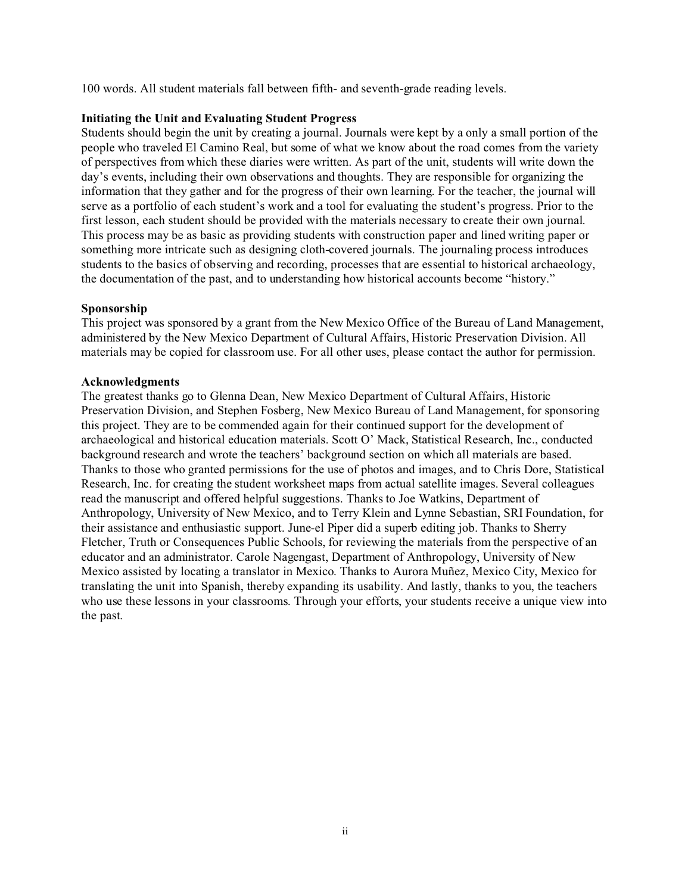100 words. All student materials fall between fifth- and seventh-grade reading levels.

**Initiating the Unit and Evaluating Student Progress**

Students should begin the unit by creating a journal. Journals were kept by a only a small portion of the people who traveled El Camino Real, but some of what we know about the road comes from the variety of perspectives from which these diaries were written. As part of the unit, students will write down the day's events, including their own observations and thoughts. They are responsible for organizing the information that they gather and for the progress of their own learning. For the teacher, the journal will serve as a portfolio of each student's work and a tool for evaluating the student's progress. Prior to the first lesson, each student should be provided with the materials necessary to create their own journal. This process may be as basic as providing students with construction paper and lined writing paper or something more intricate such as designing cloth-covered journals. The journaling process introduces students to the basics of observing and recording, processes that are essential to historical archaeology, the documentation of the past, and to understanding how historical accounts become "history."

**Sponsorship**

This project was sponsored by a grant from the New Mexico Office of the Bureau of Land Management, administered by the New Mexico Department of Cultural Affairs, Historic Preservation Division. All materials may be copied for classroom use. For all other uses, please contact the author for permission.

**Acknowledgments**

The greatest thanks go to Glenna Dean, New Mexico Department of Cultural Affairs, Historic Preservation Division, and Stephen Fosberg, New Mexico Bureau of Land Management, for sponsoring this project. They are to be commended again for their continued support for the development of archaeological and historical education materials. Scott O' Mack, Statistical Research, Inc., conducted background research and wrote the teachers' background section on which all materials are based. Thanks to those who granted permissions for the use of photos and images, and to Chris Dore, Statistical Research, Inc. for creating the student worksheet maps from actual satellite images. Several colleagues read the manuscript and offered helpful suggestions. Thanks to Joe Watkins, Department of Anthropology, University of New Mexico, and to Terry Klein and Lynne Sebastian, SRI Foundation, for their assistance and enthusiastic support. June-el Piper did a superb editing job. Thanks to Sherry Fletcher, Truth or Consequences Public Schools, for reviewing the materials from the perspective of an educator and an administrator. Carole Nagengast, Department of Anthropology, University of New Mexico assisted by locating a translator in Mexico. Thanks to Aurora Muñez, Mexico City, Mexico for translating the unit into Spanish, thereby expanding its usability. And lastly, thanks to you, the teachers who use these lessons in your classrooms. Through your efforts, your students receive a unique view into the past.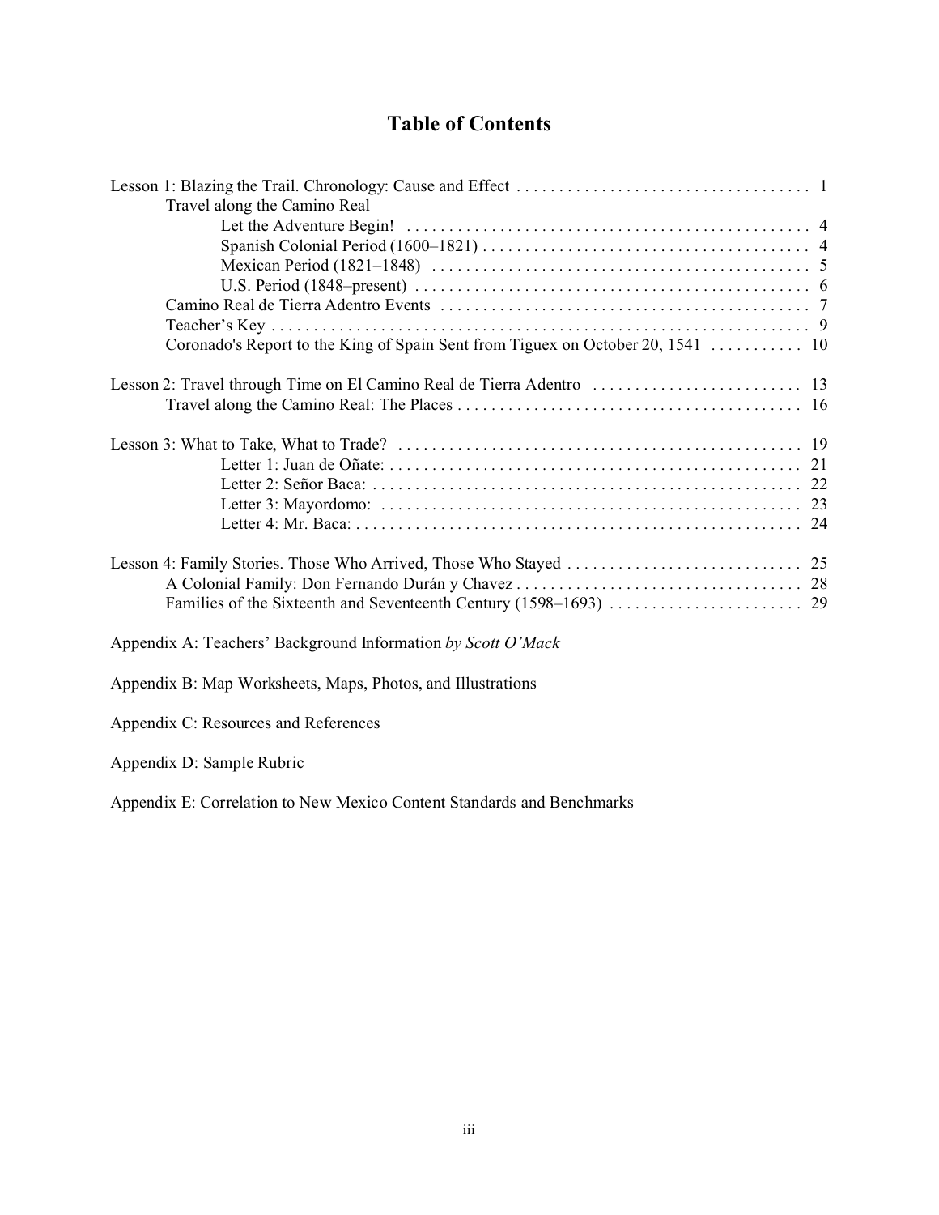# Table of Contents

Lesson 1: Blazing the Trail. Chronology: Cause and Effect . . . . . . . . . . . . . . . . . . . . . . . . . . . . . . . . . . . 1
- Travel along the Camino Real
  - Let the Adventure Begin! . . . . . . . . . . . . . . . . . . . . . . . . . . . . . . . . . . . . . . . . . . . . . . . 4
  - Spanish Colonial Period (1600–1821) . . . . . . . . . . . . . . . . . . . . . . . . . . . . . . . . . . . . . . . 4
  - Mexican Period (1821–1848) . . . . . . . . . . . . . . . . . . . . . . . . . . . . . . . . . . . . . . . . . . . . 5
  - U.S. Period (1848–present) . . . . . . . . . . . . . . . . . . . . . . . . . . . . . . . . . . . . . . . . . . . . . . 6
- Camino Real de Tierra Adentro Events . . . . . . . . . . . . . . . . . . . . . . . . . . . . . . . . . . . . . . . . . . . 7
- Teacher's Key . . . . . . . . . . . . . . . . . . . . . . . . . . . . . . . . . . . . . . . . . . . . . . . . . . . . . . . . . . . . . . . . 9
- Coronado's Report to the King of Spain Sent from Tiguex on October 20, 1541 . . . . . . . . . . . 10

Lesson 2: Travel through Time on El Camino Real de Tierra Adentro . . . . . . . . . . . . . . . . . . . . . . . . . 13
- Travel along the Camino Real: The Places . . . . . . . . . . . . . . . . . . . . . . . . . . . . . . . . . . . . . . . . . 16

Lesson 3: What to Take, What to Trade? . . . . . . . . . . . . . . . . . . . . . . . . . . . . . . . . . . . . . . . . . . . . . . . 19
  - Letter 1: Juan de Oñate: . . . . . . . . . . . . . . . . . . . . . . . . . . . . . . . . . . . . . . . . . . . . . . . . . 21
  - Letter 2: Señor Baca: . . . . . . . . . . . . . . . . . . . . . . . . . . . . . . . . . . . . . . . . . . . . . . . . . . . 22
  - Letter 3: Mayordomo: . . . . . . . . . . . . . . . . . . . . . . . . . . . . . . . . . . . . . . . . . . . . . . . . . . . 23
  - Letter 4: Mr. Baca: . . . . . . . . . . . . . . . . . . . . . . . . . . . . . . . . . . . . . . . . . . . . . . . . . . . . 24

Lesson 4: Family Stories. Those Who Arrived, Those Who Stayed . . . . . . . . . . . . . . . . . . . . . . . . . . . 25
- A Colonial Family: Don Fernando Durán y Chavez . . . . . . . . . . . . . . . . . . . . . . . . . . . . . . . . . . 28
- Families of the Sixteenth and Seventeenth Century (1598–1693) . . . . . . . . . . . . . . . . . . . . . . . 29

Appendix A: Teachers' Background Information *by Scott O'Mack*

Appendix B: Map Worksheets, Maps, Photos, and Illustrations

Appendix C: Resources and References

Appendix D: Sample Rubric

Appendix E: Correlation to New Mexico Content Standards and Benchmarks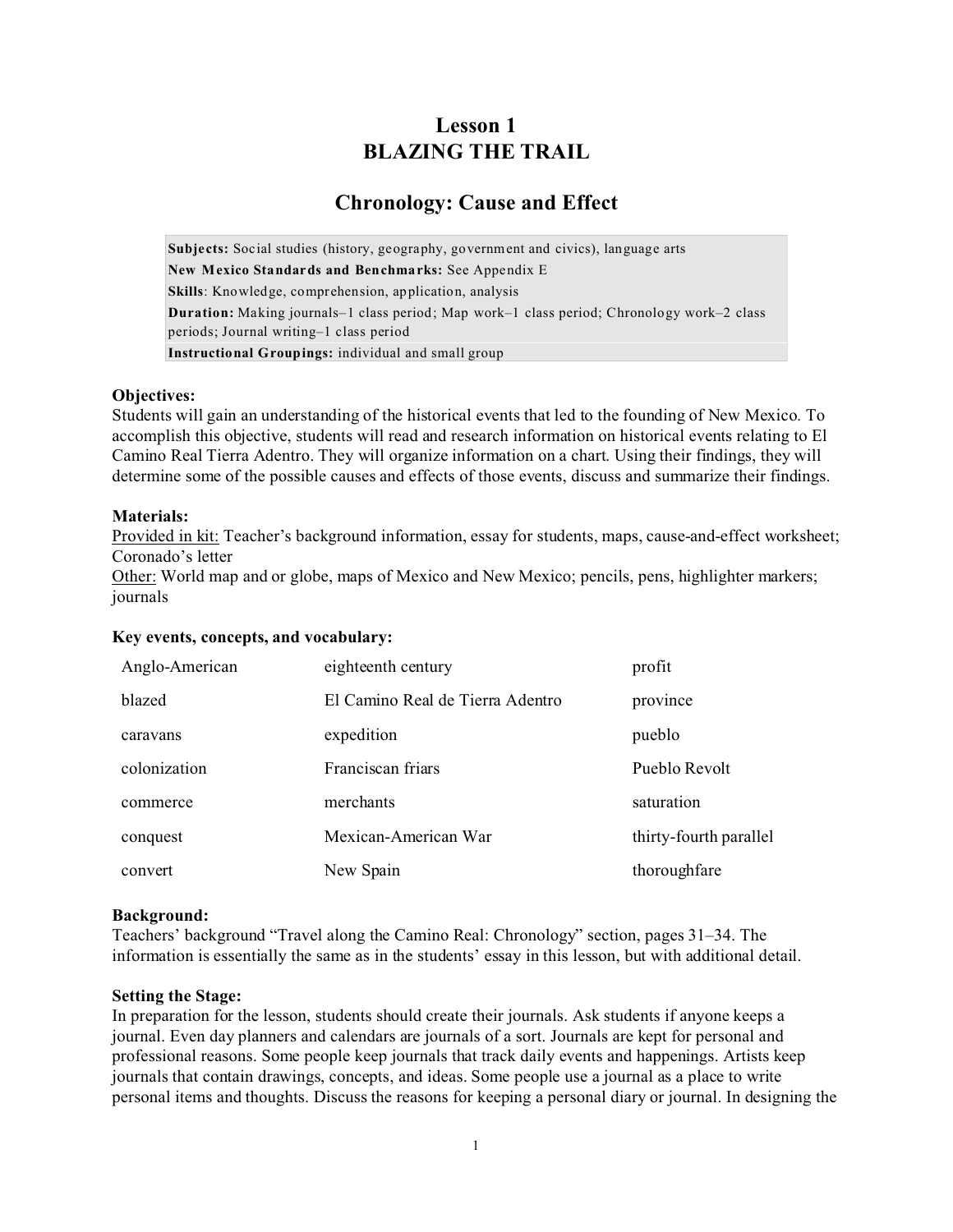# Lesson 1
# BLAZING THE TRAIL

## Chronology: Cause and Effect

| |
|---|
| **Subjects:** Social studies (history, geography, government and civics), language arts |
| **New Mexico Standards and Benchmarks:** See Appendix E |
| **Skills**: Knowledge, comprehension, application, analysis |
| **Duration:** Making journals–1 class period; Map work–1 class period; Chronology work–2 class periods; Journal writing–1 class period |
| **Instructional Groupings:** individual and small group |

**Objectives:**
Students will gain an understanding of the historical events that led to the founding of New Mexico. To accomplish this objective, students will read and research information on historical events relating to El Camino Real Tierra Adentro. They will organize information on a chart. Using their findings, they will determine some of the possible causes and effects of those events, discuss and summarize their findings.

**Materials:**
Provided in kit: Teacher's background information, essay for students, maps, cause-and-effect worksheet; Coronado's letter
Other: World map and or globe, maps of Mexico and New Mexico; pencils, pens, highlighter markers; journals

**Key events, concepts, and vocabulary:**

| | | |
|---|---|---|
| Anglo-American | eighteenth century | profit |
| blazed | El Camino Real de Tierra Adentro | province |
| caravans | expedition | pueblo |
| colonization | Franciscan friars | Pueblo Revolt |
| commerce | merchants | saturation |
| conquest | Mexican-American War | thirty-fourth parallel |
| convert | New Spain | thoroughfare |

**Background:**
Teachers' background "Travel along the Camino Real: Chronology" section, pages 31–34. The information is essentially the same as in the students' essay in this lesson, but with additional detail.

**Setting the Stage:**
In preparation for the lesson, students should create their journals. Ask students if anyone keeps a journal. Even day planners and calendars are journals of a sort. Journals are kept for personal and professional reasons. Some people keep journals that track daily events and happenings. Artists keep journals that contain drawings, concepts, and ideas. Some people use a journal as a place to write personal items and thoughts. Discuss the reasons for keeping a personal diary or journal. In designing the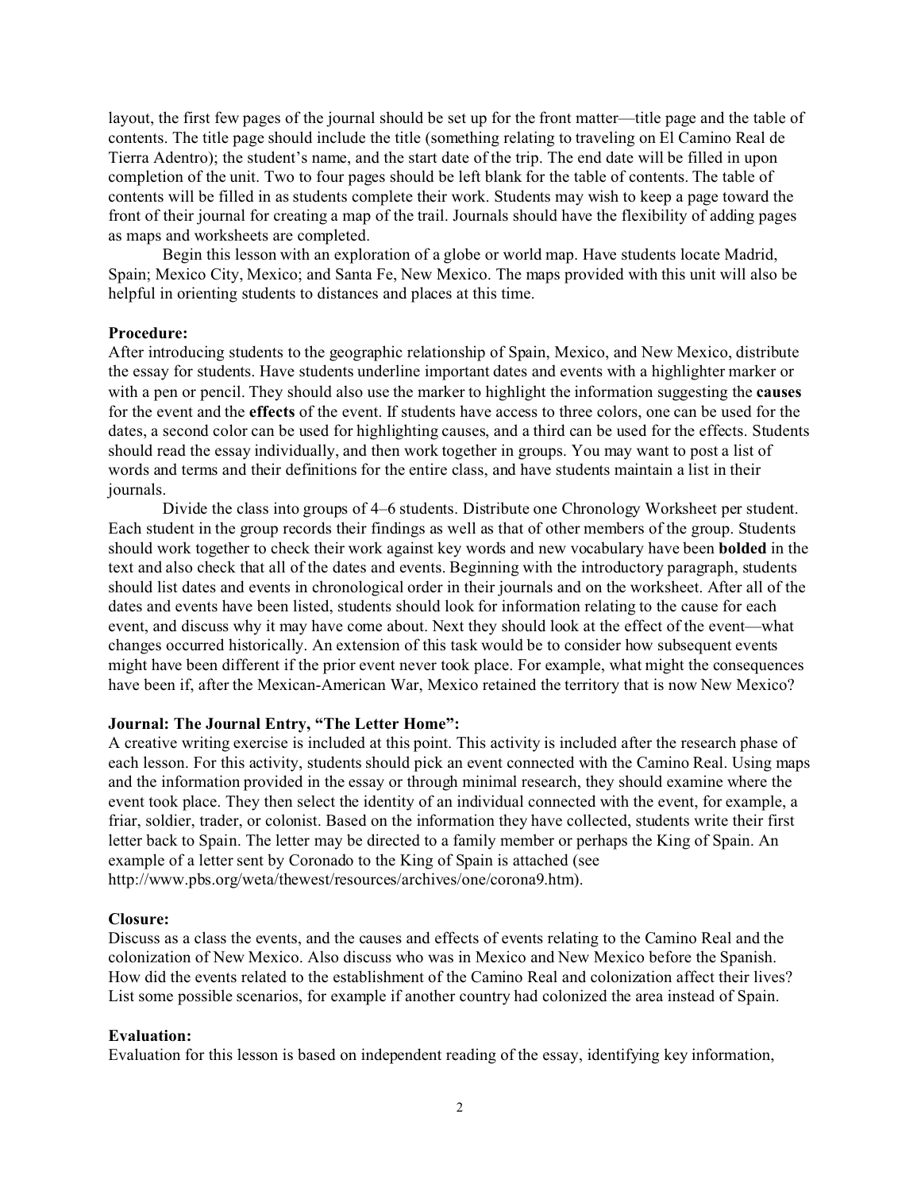layout, the first few pages of the journal should be set up for the front matter—title page and the table of contents. The title page should include the title (something relating to traveling on El Camino Real de Tierra Adentro); the student's name, and the start date of the trip. The end date will be filled in upon completion of the unit. Two to four pages should be left blank for the table of contents. The table of contents will be filled in as students complete their work. Students may wish to keep a page toward the front of their journal for creating a map of the trail. Journals should have the flexibility of adding pages as maps and worksheets are completed.

Begin this lesson with an exploration of a globe or world map. Have students locate Madrid, Spain; Mexico City, Mexico; and Santa Fe, New Mexico. The maps provided with this unit will also be helpful in orienting students to distances and places at this time.

**Procedure:**

After introducing students to the geographic relationship of Spain, Mexico, and New Mexico, distribute the essay for students. Have students underline important dates and events with a highlighter marker or with a pen or pencil. They should also use the marker to highlight the information suggesting the **causes** for the event and the **effects** of the event. If students have access to three colors, one can be used for the dates, a second color can be used for highlighting causes, and a third can be used for the effects. Students should read the essay individually, and then work together in groups. You may want to post a list of words and terms and their definitions for the entire class, and have students maintain a list in their journals.

Divide the class into groups of 4–6 students. Distribute one Chronology Worksheet per student. Each student in the group records their findings as well as that of other members of the group. Students should work together to check their work against key words and new vocabulary have been **bolded** in the text and also check that all of the dates and events. Beginning with the introductory paragraph, students should list dates and events in chronological order in their journals and on the worksheet. After all of the dates and events have been listed, students should look for information relating to the cause for each event, and discuss why it may have come about. Next they should look at the effect of the event—what changes occurred historically. An extension of this task would be to consider how subsequent events might have been different if the prior event never took place. For example, what might the consequences have been if, after the Mexican-American War, Mexico retained the territory that is now New Mexico?

**Journal: The Journal Entry, "The Letter Home":**

A creative writing exercise is included at this point. This activity is included after the research phase of each lesson. For this activity, students should pick an event connected with the Camino Real. Using maps and the information provided in the essay or through minimal research, they should examine where the event took place. They then select the identity of an individual connected with the event, for example, a friar, soldier, trader, or colonist. Based on the information they have collected, students write their first letter back to Spain. The letter may be directed to a family member or perhaps the King of Spain. An example of a letter sent by Coronado to the King of Spain is attached (see http://www.pbs.org/weta/thewest/resources/archives/one/corona9.htm).

**Closure:**

Discuss as a class the events, and the causes and effects of events relating to the Camino Real and the colonization of New Mexico. Also discuss who was in Mexico and New Mexico before the Spanish. How did the events related to the establishment of the Camino Real and colonization affect their lives? List some possible scenarios, for example if another country had colonized the area instead of Spain.

**Evaluation:**

Evaluation for this lesson is based on independent reading of the essay, identifying key information,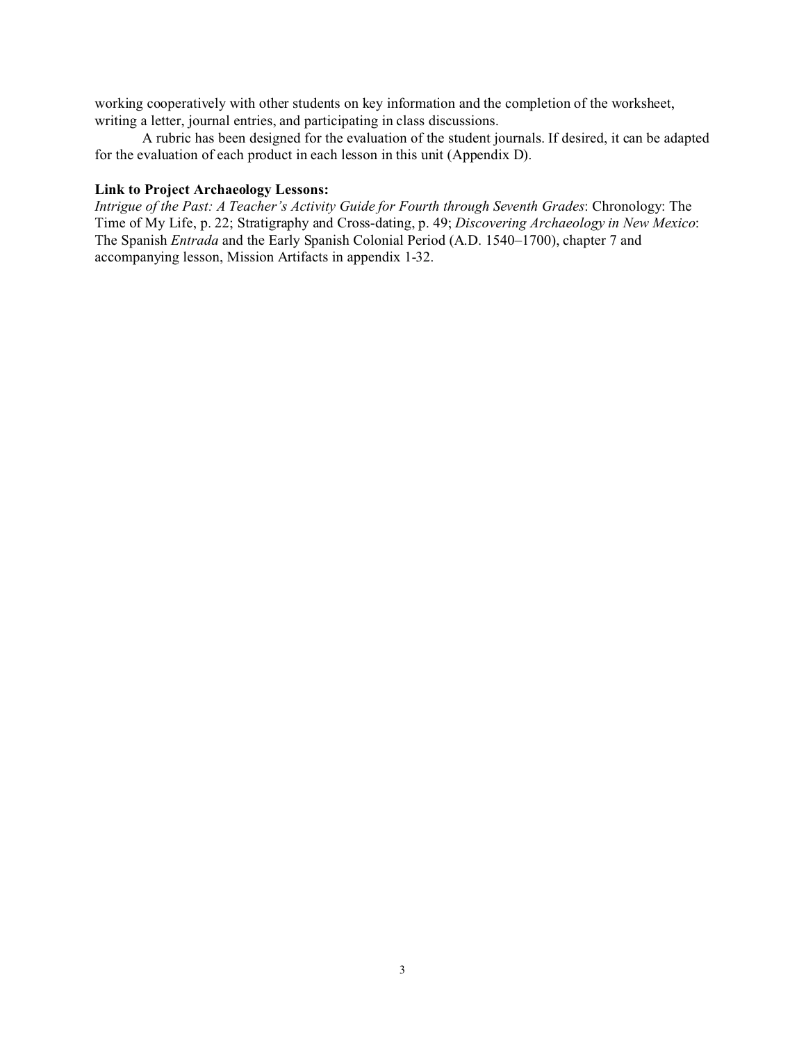working cooperatively with other students on key information and the completion of the worksheet, writing a letter, journal entries, and participating in class discussions.

A rubric has been designed for the evaluation of the student journals. If desired, it can be adapted for the evaluation of each product in each lesson in this unit (Appendix D).

**Link to Project Archaeology Lessons:**
*Intrigue of the Past: A Teacher's Activity Guide for Fourth through Seventh Grades*: Chronology: The Time of My Life, p. 22; Stratigraphy and Cross-dating, p. 49; *Discovering Archaeology in New Mexico*: The Spanish *Entrada* and the Early Spanish Colonial Period (A.D. 1540–1700), chapter 7 and accompanying lesson, Mission Artifacts in appendix 1-32.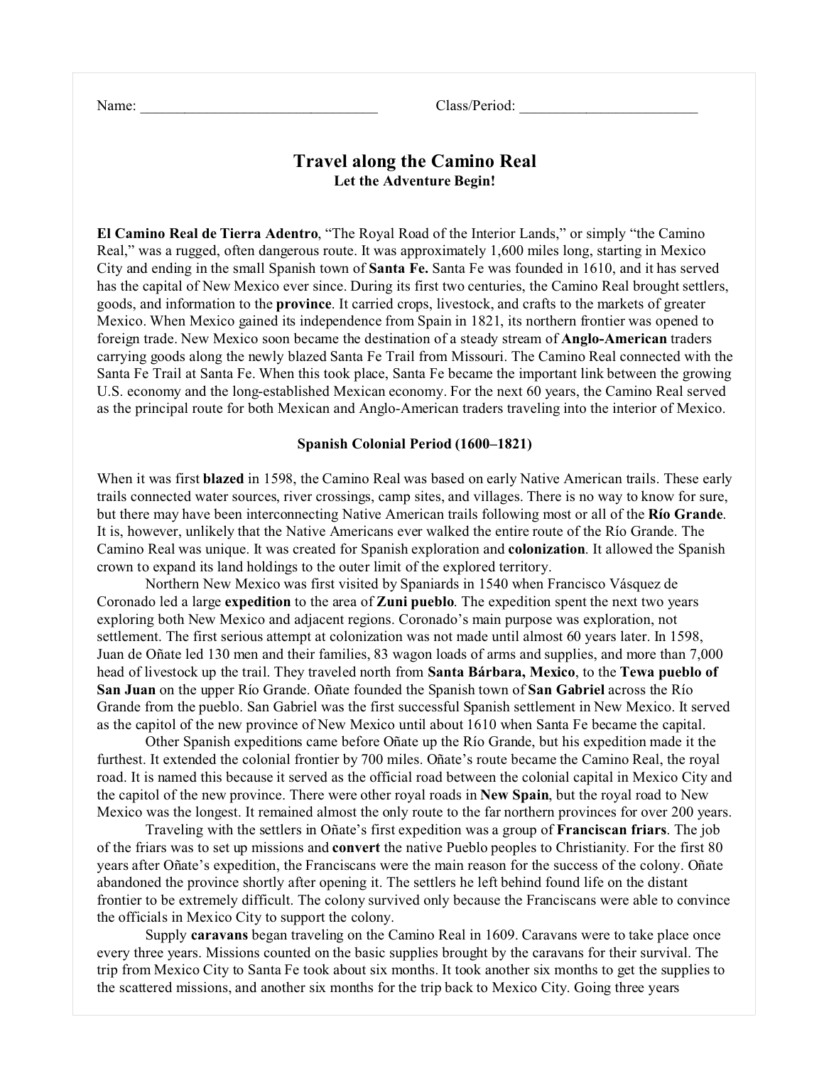Name: ______________________________ Class/Period: ______________________

# Travel along the Camino Real

**Let the Adventure Begin!**

**El Camino Real de Tierra Adentro**, "The Royal Road of the Interior Lands," or simply "the Camino Real," was a rugged, often dangerous route. It was approximately 1,600 miles long, starting in Mexico City and ending in the small Spanish town of **Santa Fe.** Santa Fe was founded in 1610, and it has served has the capital of New Mexico ever since. During its first two centuries, the Camino Real brought settlers, goods, and information to the **province**. It carried crops, livestock, and crafts to the markets of greater Mexico. When Mexico gained its independence from Spain in 1821, its northern frontier was opened to foreign trade. New Mexico soon became the destination of a steady stream of **Anglo-American** traders carrying goods along the newly blazed Santa Fe Trail from Missouri. The Camino Real connected with the Santa Fe Trail at Santa Fe. When this took place, Santa Fe became the important link between the growing U.S. economy and the long-established Mexican economy. For the next 60 years, the Camino Real served as the principal route for both Mexican and Anglo-American traders traveling into the interior of Mexico.

## Spanish Colonial Period (1600–1821)

When it was first **blazed** in 1598, the Camino Real was based on early Native American trails. These early trails connected water sources, river crossings, camp sites, and villages. There is no way to know for sure, but there may have been interconnecting Native American trails following most or all of the **Río Grande**. It is, however, unlikely that the Native Americans ever walked the entire route of the Río Grande. The Camino Real was unique. It was created for Spanish exploration and **colonization**. It allowed the Spanish crown to expand its land holdings to the outer limit of the explored territory.

Northern New Mexico was first visited by Spaniards in 1540 when Francisco Vásquez de Coronado led a large **expedition** to the area of **Zuni pueblo**. The expedition spent the next two years exploring both New Mexico and adjacent regions. Coronado's main purpose was exploration, not settlement. The first serious attempt at colonization was not made until almost 60 years later. In 1598, Juan de Oñate led 130 men and their families, 83 wagon loads of arms and supplies, and more than 7,000 head of livestock up the trail. They traveled north from **Santa Bárbara, Mexico**, to the **Tewa pueblo of San Juan** on the upper Río Grande. Oñate founded the Spanish town of **San Gabriel** across the Río Grande from the pueblo. San Gabriel was the first successful Spanish settlement in New Mexico. It served as the capitol of the new province of New Mexico until about 1610 when Santa Fe became the capital.

Other Spanish expeditions came before Oñate up the Río Grande, but his expedition made it the furthest. It extended the colonial frontier by 700 miles. Oñate's route became the Camino Real, the royal road. It is named this because it served as the official road between the colonial capital in Mexico City and the capitol of the new province. There were other royal roads in **New Spain**, but the royal road to New Mexico was the longest. It remained almost the only route to the far northern provinces for over 200 years.

Traveling with the settlers in Oñate's first expedition was a group of **Franciscan friars**. The job of the friars was to set up missions and **convert** the native Pueblo peoples to Christianity. For the first 80 years after Oñate's expedition, the Franciscans were the main reason for the success of the colony. Oñate abandoned the province shortly after opening it. The settlers he left behind found life on the distant frontier to be extremely difficult. The colony survived only because the Franciscans were able to convince the officials in Mexico City to support the colony.

Supply **caravans** began traveling on the Camino Real in 1609. Caravans were to take place once every three years. Missions counted on the basic supplies brought by the caravans for their survival. The trip from Mexico City to Santa Fe took about six months. It took another six months to get the supplies to the scattered missions, and another six months for the trip back to Mexico City. Going three years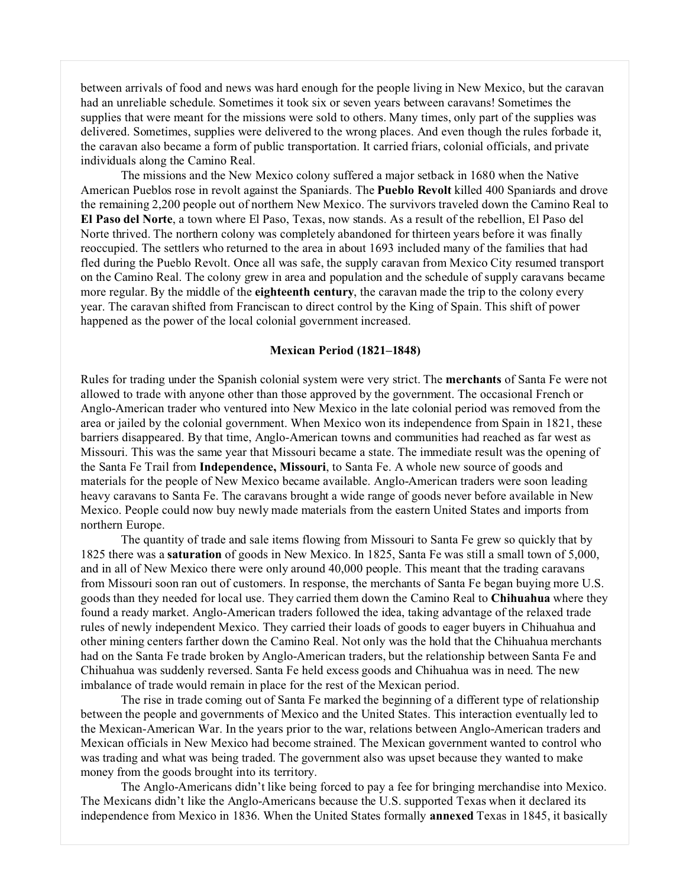between arrivals of food and news was hard enough for the people living in New Mexico, but the caravan had an unreliable schedule. Sometimes it took six or seven years between caravans! Sometimes the supplies that were meant for the missions were sold to others. Many times, only part of the supplies was delivered. Sometimes, supplies were delivered to the wrong places. And even though the rules forbade it, the caravan also became a form of public transportation. It carried friars, colonial officials, and private individuals along the Camino Real.

The missions and the New Mexico colony suffered a major setback in 1680 when the Native American Pueblos rose in revolt against the Spaniards. The **Pueblo Revolt** killed 400 Spaniards and drove the remaining 2,200 people out of northern New Mexico. The survivors traveled down the Camino Real to **El Paso del Norte**, a town where El Paso, Texas, now stands. As a result of the rebellion, El Paso del Norte thrived. The northern colony was completely abandoned for thirteen years before it was finally reoccupied. The settlers who returned to the area in about 1693 included many of the families that had fled during the Pueblo Revolt. Once all was safe, the supply caravan from Mexico City resumed transport on the Camino Real. The colony grew in area and population and the schedule of supply caravans became more regular. By the middle of the **eighteenth century**, the caravan made the trip to the colony every year. The caravan shifted from Franciscan to direct control by the King of Spain. This shift of power happened as the power of the local colonial government increased.

**Mexican Period (1821–1848)**

Rules for trading under the Spanish colonial system were very strict. The **merchants** of Santa Fe were not allowed to trade with anyone other than those approved by the government. The occasional French or Anglo-American trader who ventured into New Mexico in the late colonial period was removed from the area or jailed by the colonial government. When Mexico won its independence from Spain in 1821, these barriers disappeared. By that time, Anglo-American towns and communities had reached as far west as Missouri. This was the same year that Missouri became a state. The immediate result was the opening of the Santa Fe Trail from **Independence, Missouri**, to Santa Fe. A whole new source of goods and materials for the people of New Mexico became available. Anglo-American traders were soon leading heavy caravans to Santa Fe. The caravans brought a wide range of goods never before available in New Mexico. People could now buy newly made materials from the eastern United States and imports from northern Europe.

The quantity of trade and sale items flowing from Missouri to Santa Fe grew so quickly that by 1825 there was a **saturation** of goods in New Mexico. In 1825, Santa Fe was still a small town of 5,000, and in all of New Mexico there were only around 40,000 people. This meant that the trading caravans from Missouri soon ran out of customers. In response, the merchants of Santa Fe began buying more U.S. goods than they needed for local use. They carried them down the Camino Real to **Chihuahua** where they found a ready market. Anglo-American traders followed the idea, taking advantage of the relaxed trade rules of newly independent Mexico. They carried their loads of goods to eager buyers in Chihuahua and other mining centers farther down the Camino Real. Not only was the hold that the Chihuahua merchants had on the Santa Fe trade broken by Anglo-American traders, but the relationship between Santa Fe and Chihuahua was suddenly reversed. Santa Fe held excess goods and Chihuahua was in need. The new imbalance of trade would remain in place for the rest of the Mexican period.

The rise in trade coming out of Santa Fe marked the beginning of a different type of relationship between the people and governments of Mexico and the United States. This interaction eventually led to the Mexican-American War. In the years prior to the war, relations between Anglo-American traders and Mexican officials in New Mexico had become strained. The Mexican government wanted to control who was trading and what was being traded. The government also was upset because they wanted to make money from the goods brought into its territory.

The Anglo-Americans didn't like being forced to pay a fee for bringing merchandise into Mexico. The Mexicans didn't like the Anglo-Americans because the U.S. supported Texas when it declared its independence from Mexico in 1836. When the United States formally **annexed** Texas in 1845, it basically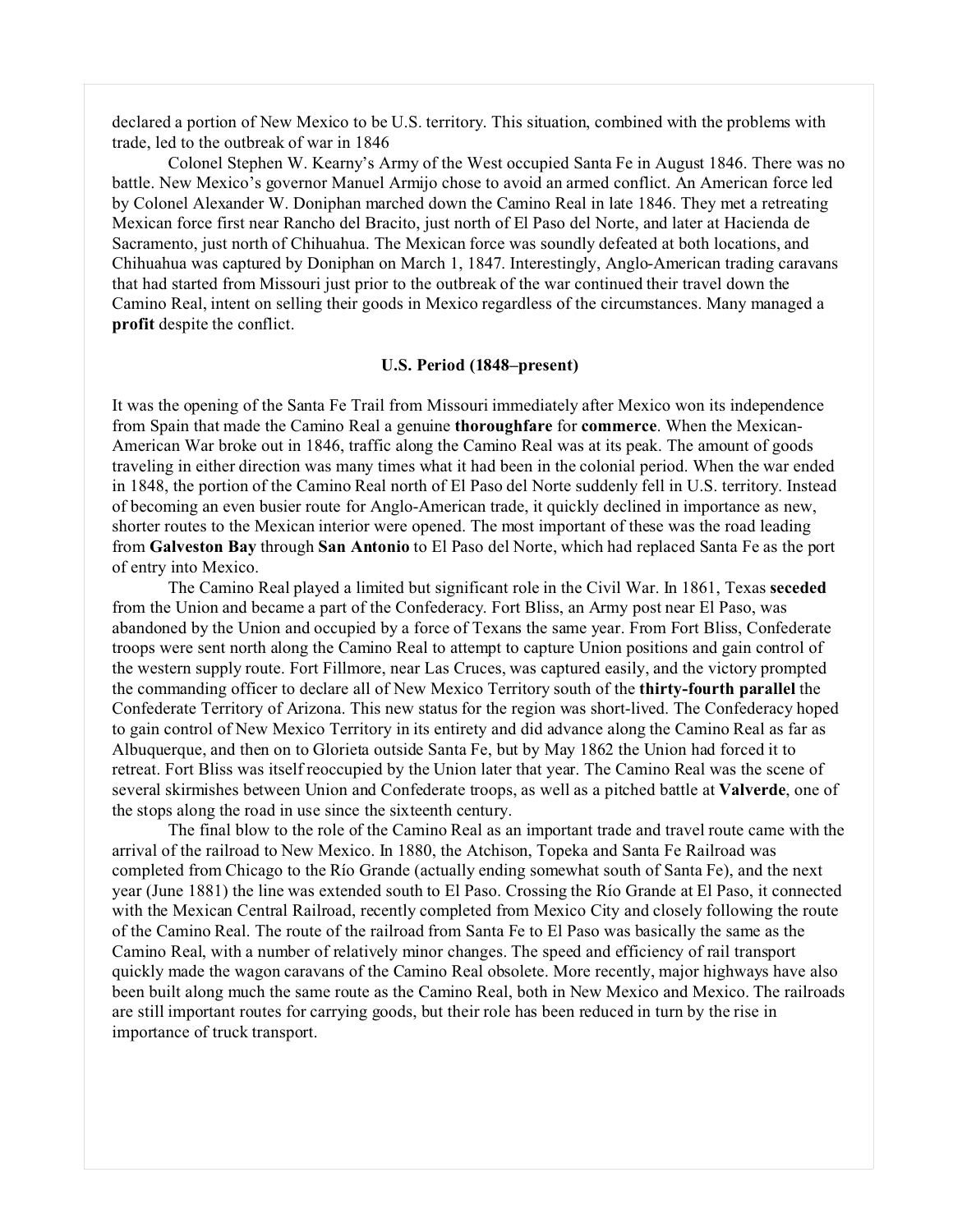declared a portion of New Mexico to be U.S. territory. This situation, combined with the problems with trade, led to the outbreak of war in 1846

Colonel Stephen W. Kearny's Army of the West occupied Santa Fe in August 1846. There was no battle. New Mexico's governor Manuel Armijo chose to avoid an armed conflict. An American force led by Colonel Alexander W. Doniphan marched down the Camino Real in late 1846. They met a retreating Mexican force first near Rancho del Bracito, just north of El Paso del Norte, and later at Hacienda de Sacramento, just north of Chihuahua. The Mexican force was soundly defeated at both locations, and Chihuahua was captured by Doniphan on March 1, 1847. Interestingly, Anglo-American trading caravans that had started from Missouri just prior to the outbreak of the war continued their travel down the Camino Real, intent on selling their goods in Mexico regardless of the circumstances. Many managed a **profit** despite the conflict.

### U.S. Period (1848–present)

It was the opening of the Santa Fe Trail from Missouri immediately after Mexico won its independence from Spain that made the Camino Real a genuine **thoroughfare** for **commerce**. When the Mexican-American War broke out in 1846, traffic along the Camino Real was at its peak. The amount of goods traveling in either direction was many times what it had been in the colonial period. When the war ended in 1848, the portion of the Camino Real north of El Paso del Norte suddenly fell in U.S. territory. Instead of becoming an even busier route for Anglo-American trade, it quickly declined in importance as new, shorter routes to the Mexican interior were opened. The most important of these was the road leading from **Galveston Bay** through **San Antonio** to El Paso del Norte, which had replaced Santa Fe as the port of entry into Mexico.

The Camino Real played a limited but significant role in the Civil War. In 1861, Texas **seceded** from the Union and became a part of the Confederacy. Fort Bliss, an Army post near El Paso, was abandoned by the Union and occupied by a force of Texans the same year. From Fort Bliss, Confederate troops were sent north along the Camino Real to attempt to capture Union positions and gain control of the western supply route. Fort Fillmore, near Las Cruces, was captured easily, and the victory prompted the commanding officer to declare all of New Mexico Territory south of the **thirty-fourth parallel** the Confederate Territory of Arizona. This new status for the region was short-lived. The Confederacy hoped to gain control of New Mexico Territory in its entirety and did advance along the Camino Real as far as Albuquerque, and then on to Glorieta outside Santa Fe, but by May 1862 the Union had forced it to retreat. Fort Bliss was itself reoccupied by the Union later that year. The Camino Real was the scene of several skirmishes between Union and Confederate troops, as well as a pitched battle at **Valverde**, one of the stops along the road in use since the sixteenth century.

The final blow to the role of the Camino Real as an important trade and travel route came with the arrival of the railroad to New Mexico. In 1880, the Atchison, Topeka and Santa Fe Railroad was completed from Chicago to the Río Grande (actually ending somewhat south of Santa Fe), and the next year (June 1881) the line was extended south to El Paso. Crossing the Río Grande at El Paso, it connected with the Mexican Central Railroad, recently completed from Mexico City and closely following the route of the Camino Real. The route of the railroad from Santa Fe to El Paso was basically the same as the Camino Real, with a number of relatively minor changes. The speed and efficiency of rail transport quickly made the wagon caravans of the Camino Real obsolete. More recently, major highways have also been built along much the same route as the Camino Real, both in New Mexico and Mexico. The railroads are still important routes for carrying goods, but their role has been reduced in turn by the rise in importance of truck transport.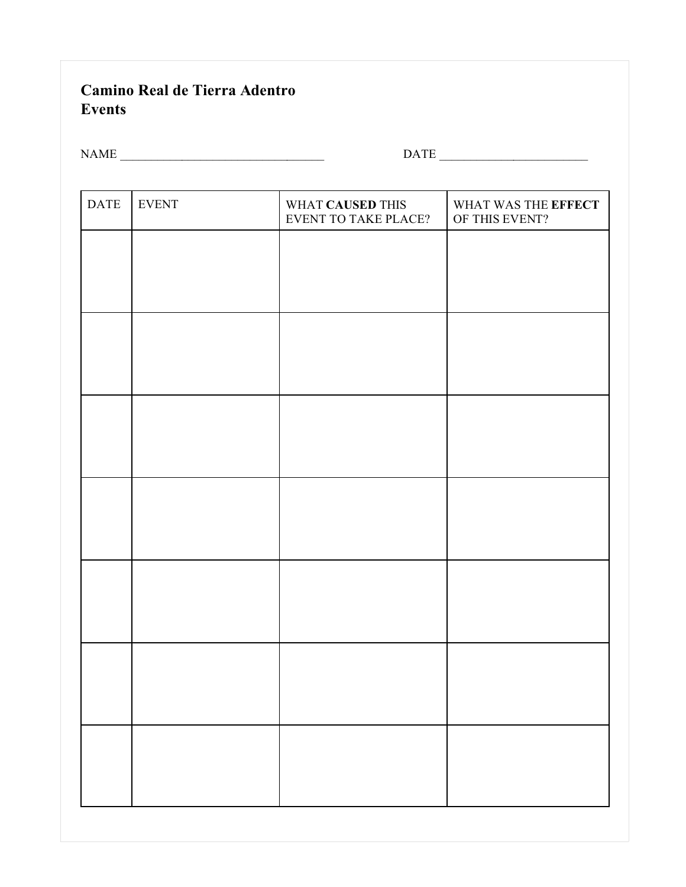# Camino Real de Tierra Adentro
# Events

NAME ________________________________ DATE ________________________

| DATE | EVENT | WHAT **CAUSED** THIS EVENT TO TAKE PLACE? | WHAT WAS THE **EFFECT** OF THIS EVENT? |
|---|---|---|---|
| | | | |
| | | | |
| | | | |
| | | | |
| | | | |
| | | | |
| | | | |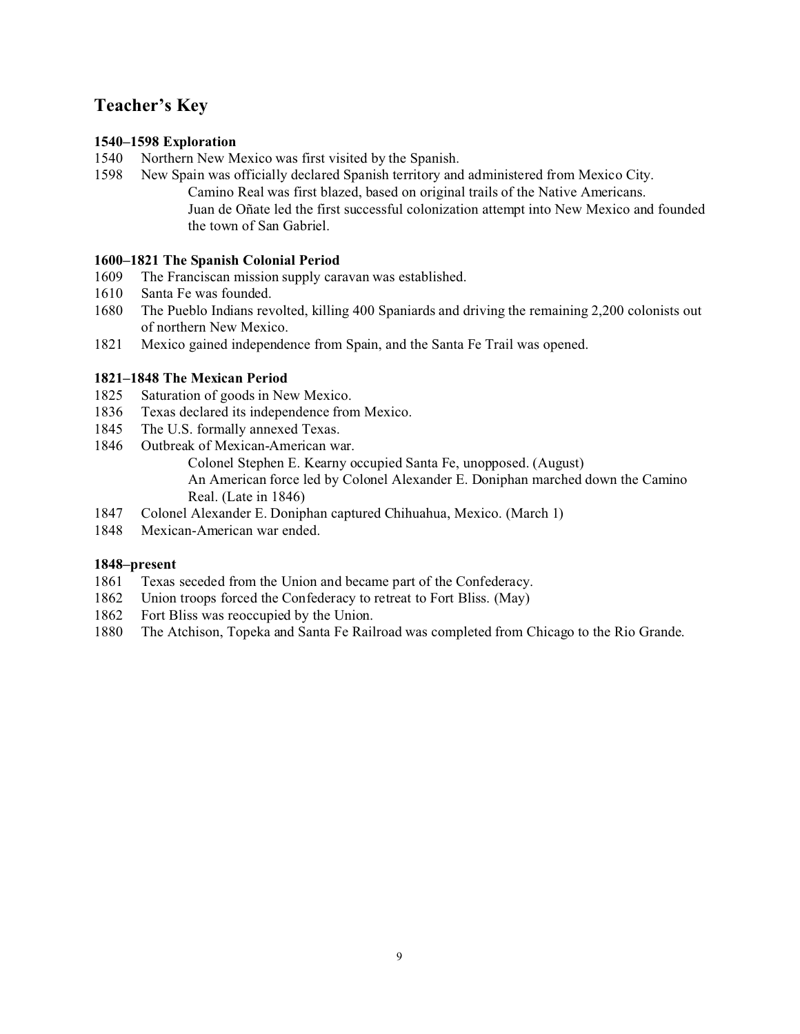## Teacher's Key

**1540–1598 Exploration**

1540 Northern New Mexico was first visited by the Spanish.

1598 New Spain was officially declared Spanish territory and administered from Mexico City.
  Camino Real was first blazed, based on original trails of the Native Americans.
  Juan de Oñate led the first successful colonization attempt into New Mexico and founded the town of San Gabriel.

**1600–1821 The Spanish Colonial Period**

1609 The Franciscan mission supply caravan was established.

1610 Santa Fe was founded.

1680 The Pueblo Indians revolted, killing 400 Spaniards and driving the remaining 2,200 colonists out of northern New Mexico.

1821 Mexico gained independence from Spain, and the Santa Fe Trail was opened.

**1821–1848 The Mexican Period**

1825 Saturation of goods in New Mexico.

1836 Texas declared its independence from Mexico.

1845 The U.S. formally annexed Texas.

1846 Outbreak of Mexican-American war.
  Colonel Stephen E. Kearny occupied Santa Fe, unopposed. (August)
  An American force led by Colonel Alexander E. Doniphan marched down the Camino Real. (Late in 1846)

1847 Colonel Alexander E. Doniphan captured Chihuahua, Mexico. (March 1)

1848 Mexican-American war ended.

**1848–present**

1861 Texas seceded from the Union and became part of the Confederacy.

1862 Union troops forced the Confederacy to retreat to Fort Bliss. (May)

1862 Fort Bliss was reoccupied by the Union.

1880 The Atchison, Topeka and Santa Fe Railroad was completed from Chicago to the Rio Grande.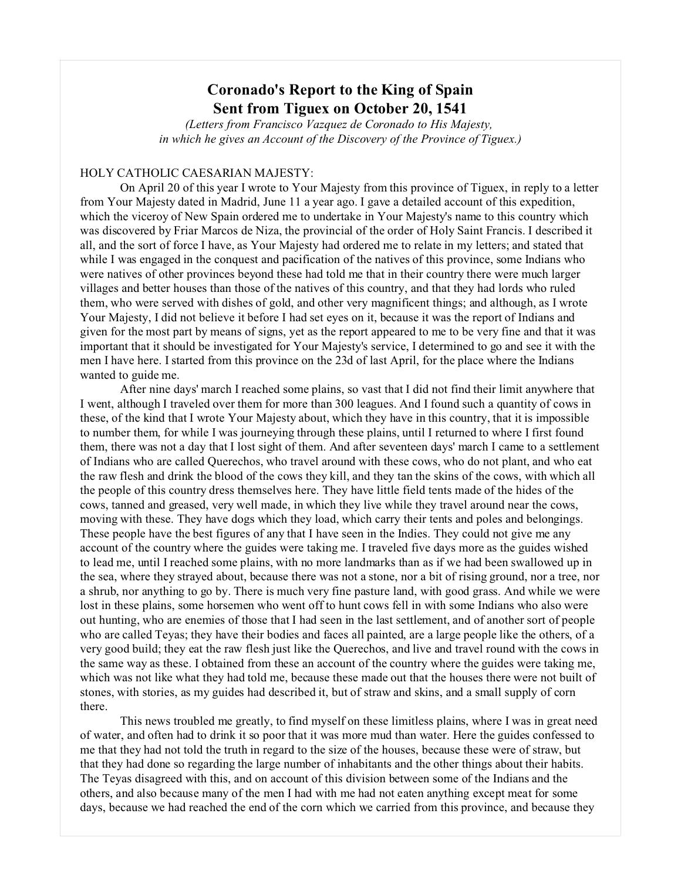# Coronado's Report to the King of Spain
# Sent from Tiguex on October 20, 1541

*(Letters from Francisco Vazquez de Coronado to His Majesty, in which he gives an Account of the Discovery of the Province of Tiguex.)*

HOLY CATHOLIC CAESARIAN MAJESTY:

On April 20 of this year I wrote to Your Majesty from this province of Tiguex, in reply to a letter from Your Majesty dated in Madrid, June 11 a year ago. I gave a detailed account of this expedition, which the viceroy of New Spain ordered me to undertake in Your Majesty's name to this country which was discovered by Friar Marcos de Niza, the provincial of the order of Holy Saint Francis. I described it all, and the sort of force I have, as Your Majesty had ordered me to relate in my letters; and stated that while I was engaged in the conquest and pacification of the natives of this province, some Indians who were natives of other provinces beyond these had told me that in their country there were much larger villages and better houses than those of the natives of this country, and that they had lords who ruled them, who were served with dishes of gold, and other very magnificent things; and although, as I wrote Your Majesty, I did not believe it before I had set eyes on it, because it was the report of Indians and given for the most part by means of signs, yet as the report appeared to me to be very fine and that it was important that it should be investigated for Your Majesty's service, I determined to go and see it with the men I have here. I started from this province on the 23d of last April, for the place where the Indians wanted to guide me.

After nine days' march I reached some plains, so vast that I did not find their limit anywhere that I went, although I traveled over them for more than 300 leagues. And I found such a quantity of cows in these, of the kind that I wrote Your Majesty about, which they have in this country, that it is impossible to number them, for while I was journeying through these plains, until I returned to where I first found them, there was not a day that I lost sight of them. And after seventeen days' march I came to a settlement of Indians who are called Querechos, who travel around with these cows, who do not plant, and who eat the raw flesh and drink the blood of the cows they kill, and they tan the skins of the cows, with which all the people of this country dress themselves here. They have little field tents made of the hides of the cows, tanned and greased, very well made, in which they live while they travel around near the cows, moving with these. They have dogs which they load, which carry their tents and poles and belongings. These people have the best figures of any that I have seen in the Indies. They could not give me any account of the country where the guides were taking me. I traveled five days more as the guides wished to lead me, until I reached some plains, with no more landmarks than as if we had been swallowed up in the sea, where they strayed about, because there was not a stone, nor a bit of rising ground, nor a tree, nor a shrub, nor anything to go by. There is much very fine pasture land, with good grass. And while we were lost in these plains, some horsemen who went off to hunt cows fell in with some Indians who also were out hunting, who are enemies of those that I had seen in the last settlement, and of another sort of people who are called Teyas; they have their bodies and faces all painted, are a large people like the others, of a very good build; they eat the raw flesh just like the Querechos, and live and travel round with the cows in the same way as these. I obtained from these an account of the country where the guides were taking me, which was not like what they had told me, because these made out that the houses there were not built of stones, with stories, as my guides had described it, but of straw and skins, and a small supply of corn there.

This news troubled me greatly, to find myself on these limitless plains, where I was in great need of water, and often had to drink it so poor that it was more mud than water. Here the guides confessed to me that they had not told the truth in regard to the size of the houses, because these were of straw, but that they had done so regarding the large number of inhabitants and the other things about their habits. The Teyas disagreed with this, and on account of this division between some of the Indians and the others, and also because many of the men I had with me had not eaten anything except meat for some days, because we had reached the end of the corn which we carried from this province, and because they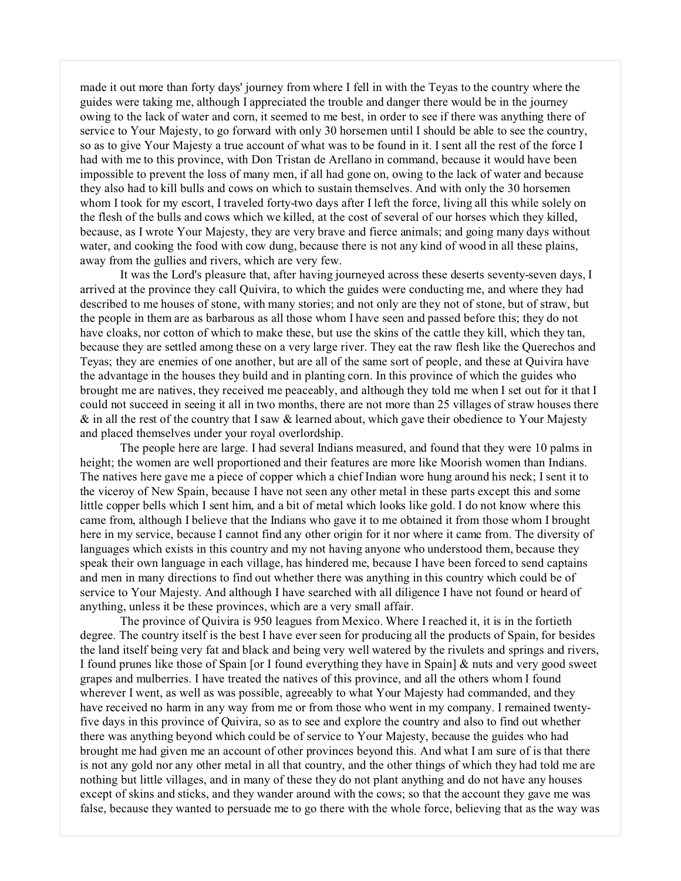made it out more than forty days' journey from where I fell in with the Teyas to the country where the guides were taking me, although I appreciated the trouble and danger there would be in the journey owing to the lack of water and corn, it seemed to me best, in order to see if there was anything there of service to Your Majesty, to go forward with only 30 horsemen until I should be able to see the country, so as to give Your Majesty a true account of what was to be found in it. I sent all the rest of the force I had with me to this province, with Don Tristan de Arellano in command, because it would have been impossible to prevent the loss of many men, if all had gone on, owing to the lack of water and because they also had to kill bulls and cows on which to sustain themselves. And with only the 30 horsemen whom I took for my escort, I traveled forty-two days after I left the force, living all this while solely on the flesh of the bulls and cows which we killed, at the cost of several of our horses which they killed, because, as I wrote Your Majesty, they are very brave and fierce animals; and going many days without water, and cooking the food with cow dung, because there is not any kind of wood in all these plains, away from the gullies and rivers, which are very few.

It was the Lord's pleasure that, after having journeyed across these deserts seventy-seven days, I arrived at the province they call Quivira, to which the guides were conducting me, and where they had described to me houses of stone, with many stories; and not only are they not of stone, but of straw, but the people in them are as barbarous as all those whom I have seen and passed before this; they do not have cloaks, nor cotton of which to make these, but use the skins of the cattle they kill, which they tan, because they are settled among these on a very large river. They eat the raw flesh like the Querechos and Teyas; they are enemies of one another, but are all of the same sort of people, and these at Quivira have the advantage in the houses they build and in planting corn. In this province of which the guides who brought me are natives, they received me peaceably, and although they told me when I set out for it that I could not succeed in seeing it all in two months, there are not more than 25 villages of straw houses there & in all the rest of the country that I saw & learned about, which gave their obedience to Your Majesty and placed themselves under your royal overlordship.

The people here are large. I had several Indians measured, and found that they were 10 palms in height; the women are well proportioned and their features are more like Moorish women than Indians. The natives here gave me a piece of copper which a chief Indian wore hung around his neck; I sent it to the viceroy of New Spain, because I have not seen any other metal in these parts except this and some little copper bells which I sent him, and a bit of metal which looks like gold. I do not know where this came from, although I believe that the Indians who gave it to me obtained it from those whom I brought here in my service, because I cannot find any other origin for it nor where it came from. The diversity of languages which exists in this country and my not having anyone who understood them, because they speak their own language in each village, has hindered me, because I have been forced to send captains and men in many directions to find out whether there was anything in this country which could be of service to Your Majesty. And although I have searched with all diligence I have not found or heard of anything, unless it be these provinces, which are a very small affair.

The province of Quivira is 950 leagues from Mexico. Where I reached it, it is in the fortieth degree. The country itself is the best I have ever seen for producing all the products of Spain, for besides the land itself being very fat and black and being very well watered by the rivulets and springs and rivers, I found prunes like those of Spain [or I found everything they have in Spain] & nuts and very good sweet grapes and mulberries. I have treated the natives of this province, and all the others whom I found wherever I went, as well as was possible, agreeably to what Your Majesty had commanded, and they have received no harm in any way from me or from those who went in my company. I remained twenty-five days in this province of Quivira, so as to see and explore the country and also to find out whether there was anything beyond which could be of service to Your Majesty, because the guides who had brought me had given me an account of other provinces beyond this. And what I am sure of is that there is not any gold nor any other metal in all that country, and the other things of which they had told me are nothing but little villages, and in many of these they do not plant anything and do not have any houses except of skins and sticks, and they wander around with the cows; so that the account they gave me was false, because they wanted to persuade me to go there with the whole force, believing that as the way was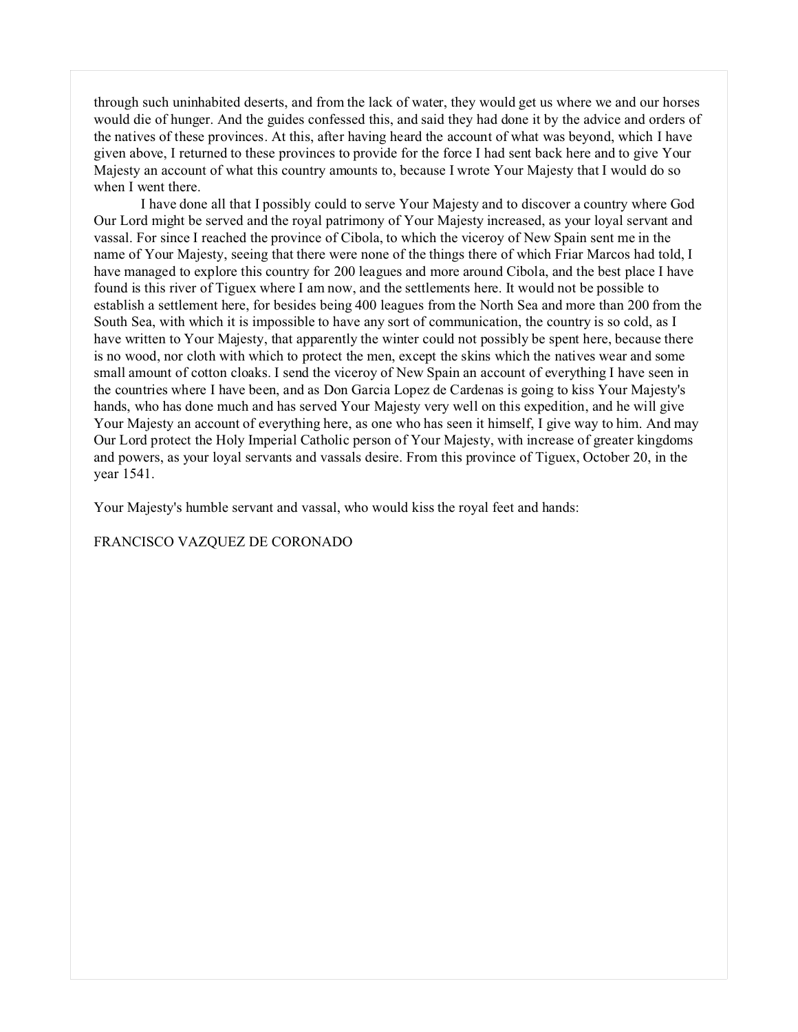through such uninhabited deserts, and from the lack of water, they would get us where we and our horses would die of hunger. And the guides confessed this, and said they had done it by the advice and orders of the natives of these provinces. At this, after having heard the account of what was beyond, which I have given above, I returned to these provinces to provide for the force I had sent back here and to give Your Majesty an account of what this country amounts to, because I wrote Your Majesty that I would do so when I went there.

I have done all that I possibly could to serve Your Majesty and to discover a country where God Our Lord might be served and the royal patrimony of Your Majesty increased, as your loyal servant and vassal. For since I reached the province of Cibola, to which the viceroy of New Spain sent me in the name of Your Majesty, seeing that there were none of the things there of which Friar Marcos had told, I have managed to explore this country for 200 leagues and more around Cibola, and the best place I have found is this river of Tiguex where I am now, and the settlements here. It would not be possible to establish a settlement here, for besides being 400 leagues from the North Sea and more than 200 from the South Sea, with which it is impossible to have any sort of communication, the country is so cold, as I have written to Your Majesty, that apparently the winter could not possibly be spent here, because there is no wood, nor cloth with which to protect the men, except the skins which the natives wear and some small amount of cotton cloaks. I send the viceroy of New Spain an account of everything I have seen in the countries where I have been, and as Don Garcia Lopez de Cardenas is going to kiss Your Majesty's hands, who has done much and has served Your Majesty very well on this expedition, and he will give Your Majesty an account of everything here, as one who has seen it himself, I give way to him. And may Our Lord protect the Holy Imperial Catholic person of Your Majesty, with increase of greater kingdoms and powers, as your loyal servants and vassals desire. From this province of Tiguex, October 20, in the year 1541.

Your Majesty's humble servant and vassal, who would kiss the royal feet and hands:

FRANCISCO VAZQUEZ DE CORONADO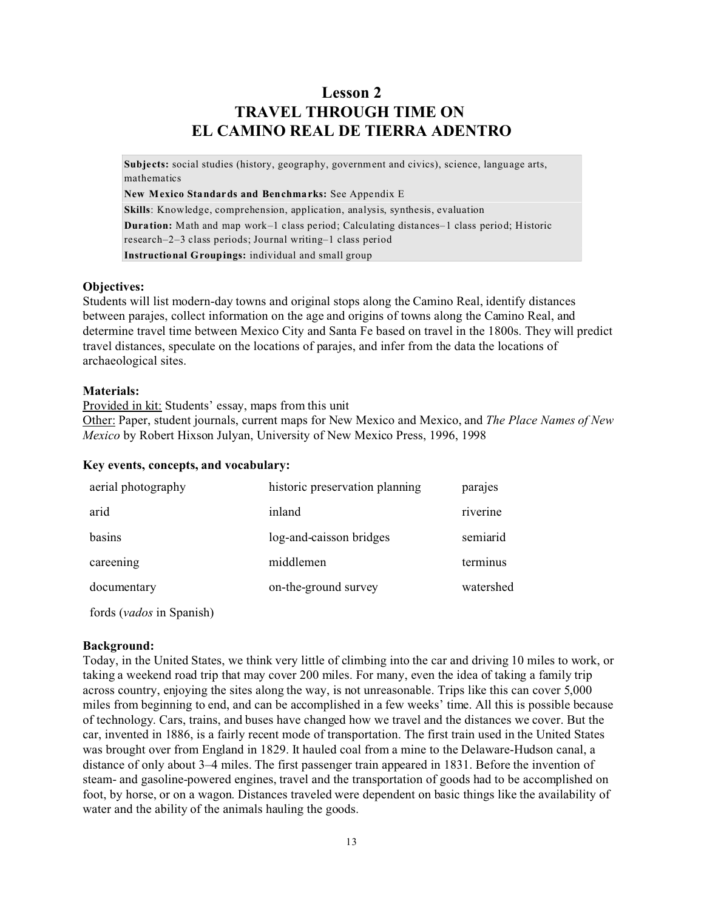# Lesson 2
# TRAVEL THROUGH TIME ON EL CAMINO REAL DE TIERRA ADENTRO

**Subjects:** social studies (history, geography, government and civics), science, language arts, mathematics

**New Mexico Standards and Benchmarks:** See Appendix E

**Skills**: Knowledge, comprehension, application, analysis, synthesis, evaluation

**Duration:** Math and map work–1 class period; Calculating distances–1 class period; Historic research–2–3 class periods; Journal writing–1 class period

**Instructional Groupings:** individual and small group

**Objectives:**
Students will list modern-day towns and original stops along the Camino Real, identify distances between parajes, collect information on the age and origins of towns along the Camino Real, and determine travel time between Mexico City and Santa Fe based on travel in the 1800s. They will predict travel distances, speculate on the locations of parajes, and infer from the data the locations of archaeological sites.

**Materials:**
Provided in kit: Students' essay, maps from this unit
Other: Paper, student journals, current maps for New Mexico and Mexico, and *The Place Names of New Mexico* by Robert Hixson Julyan, University of New Mexico Press, 1996, 1998

**Key events, concepts, and vocabulary:**

| | | |
|---|---|---|
| aerial photography | historic preservation planning | parajes |
| arid | inland | riverine |
| basins | log-and-caisson bridges | semiarid |
| careening | middlemen | terminus |
| documentary | on-the-ground survey | watershed |
| fords (*vados* in Spanish) | | |

**Background:**
Today, in the United States, we think very little of climbing into the car and driving 10 miles to work, or taking a weekend road trip that may cover 200 miles. For many, even the idea of taking a family trip across country, enjoying the sites along the way, is not unreasonable. Trips like this can cover 5,000 miles from beginning to end, and can be accomplished in a few weeks' time. All this is possible because of technology. Cars, trains, and buses have changed how we travel and the distances we cover. But the car, invented in 1886, is a fairly recent mode of transportation. The first train used in the United States was brought over from England in 1829. It hauled coal from a mine to the Delaware-Hudson canal, a distance of only about 3–4 miles. The first passenger train appeared in 1831. Before the invention of steam- and gasoline-powered engines, travel and the transportation of goods had to be accomplished on foot, by horse, or on a wagon. Distances traveled were dependent on basic things like the availability of water and the ability of the animals hauling the goods.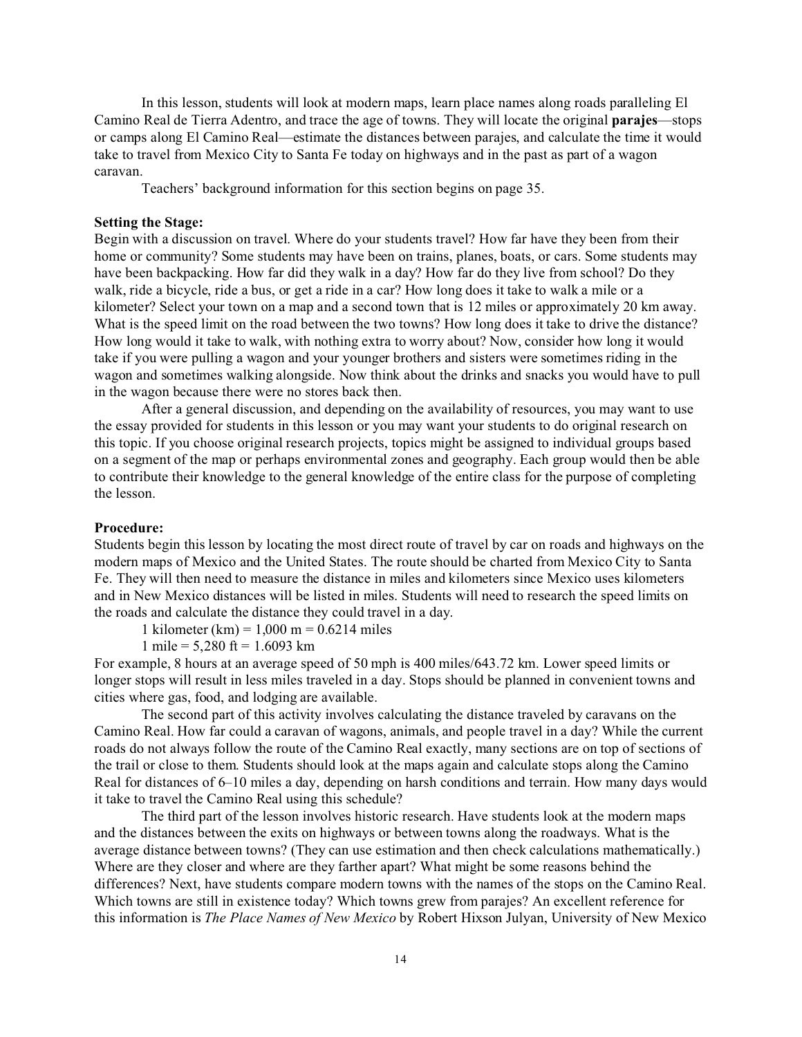In this lesson, students will look at modern maps, learn place names along roads paralleling El Camino Real de Tierra Adentro, and trace the age of towns. They will locate the original **parajes**—stops or camps along El Camino Real—estimate the distances between parajes, and calculate the time it would take to travel from Mexico City to Santa Fe today on highways and in the past as part of a wagon caravan.

Teachers' background information for this section begins on page 35.

**Setting the Stage:**
Begin with a discussion on travel. Where do your students travel? How far have they been from their home or community? Some students may have been on trains, planes, boats, or cars. Some students may have been backpacking. How far did they walk in a day? How far do they live from school? Do they walk, ride a bicycle, ride a bus, or get a ride in a car? How long does it take to walk a mile or a kilometer? Select your town on a map and a second town that is 12 miles or approximately 20 km away. What is the speed limit on the road between the two towns? How long does it take to drive the distance? How long would it take to walk, with nothing extra to worry about? Now, consider how long it would take if you were pulling a wagon and your younger brothers and sisters were sometimes riding in the wagon and sometimes walking alongside. Now think about the drinks and snacks you would have to pull in the wagon because there were no stores back then.

After a general discussion, and depending on the availability of resources, you may want to use the essay provided for students in this lesson or you may want your students to do original research on this topic. If you choose original research projects, topics might be assigned to individual groups based on a segment of the map or perhaps environmental zones and geography. Each group would then be able to contribute their knowledge to the general knowledge of the entire class for the purpose of completing the lesson.

**Procedure:**
Students begin this lesson by locating the most direct route of travel by car on roads and highways on the modern maps of Mexico and the United States. The route should be charted from Mexico City to Santa Fe. They will then need to measure the distance in miles and kilometers since Mexico uses kilometers and in New Mexico distances will be listed in miles. Students will need to research the speed limits on the roads and calculate the distance they could travel in a day.

1 kilometer (km) = 1,000 m = 0.6214 miles

1 mile = 5,280 ft = 1.6093 km

For example, 8 hours at an average speed of 50 mph is 400 miles/643.72 km. Lower speed limits or longer stops will result in less miles traveled in a day. Stops should be planned in convenient towns and cities where gas, food, and lodging are available.

The second part of this activity involves calculating the distance traveled by caravans on the Camino Real. How far could a caravan of wagons, animals, and people travel in a day? While the current roads do not always follow the route of the Camino Real exactly, many sections are on top of sections of the trail or close to them. Students should look at the maps again and calculate stops along the Camino Real for distances of 6–10 miles a day, depending on harsh conditions and terrain. How many days would it take to travel the Camino Real using this schedule?

The third part of the lesson involves historic research. Have students look at the modern maps and the distances between the exits on highways or between towns along the roadways. What is the average distance between towns? (They can use estimation and then check calculations mathematically.) Where are they closer and where are they farther apart? What might be some reasons behind the differences? Next, have students compare modern towns with the names of the stops on the Camino Real. Which towns are still in existence today? Which towns grew from parajes? An excellent reference for this information is *The Place Names of New Mexico* by Robert Hixson Julyan, University of New Mexico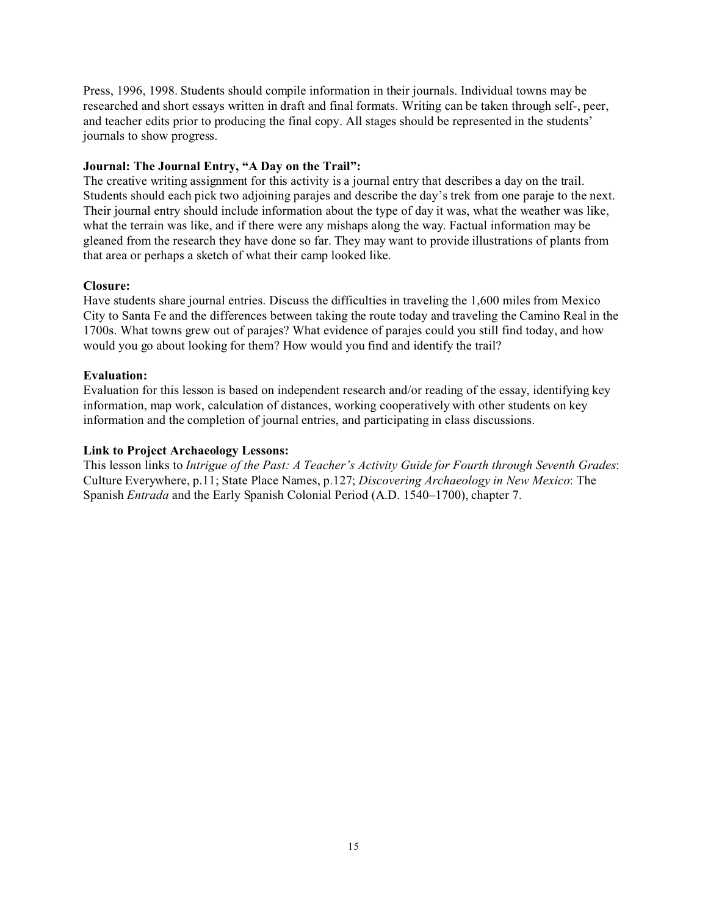Press, 1996, 1998. Students should compile information in their journals. Individual towns may be researched and short essays written in draft and final formats. Writing can be taken through self-, peer, and teacher edits prior to producing the final copy. All stages should be represented in the students' journals to show progress.

**Journal: The Journal Entry, "A Day on the Trail":**
The creative writing assignment for this activity is a journal entry that describes a day on the trail. Students should each pick two adjoining parajes and describe the day's trek from one paraje to the next. Their journal entry should include information about the type of day it was, what the weather was like, what the terrain was like, and if there were any mishaps along the way. Factual information may be gleaned from the research they have done so far. They may want to provide illustrations of plants from that area or perhaps a sketch of what their camp looked like.

**Closure:**
Have students share journal entries. Discuss the difficulties in traveling the 1,600 miles from Mexico City to Santa Fe and the differences between taking the route today and traveling the Camino Real in the 1700s. What towns grew out of parajes? What evidence of parajes could you still find today, and how would you go about looking for them? How would you find and identify the trail?

**Evaluation:**
Evaluation for this lesson is based on independent research and/or reading of the essay, identifying key information, map work, calculation of distances, working cooperatively with other students on key information and the completion of journal entries, and participating in class discussions.

**Link to Project Archaeology Lessons:**
This lesson links to *Intrigue of the Past: A Teacher's Activity Guide for Fourth through Seventh Grades*: Culture Everywhere, p.11; State Place Names, p.127; *Discovering Archaeology in New Mexico*: The Spanish *Entrada* and the Early Spanish Colonial Period (A.D. 1540–1700), chapter 7.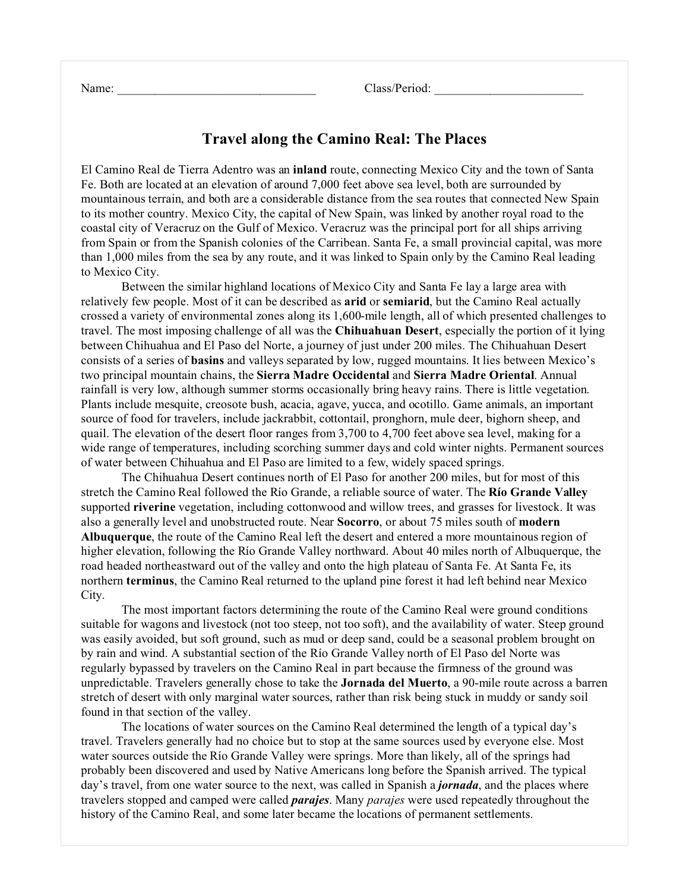Name: ______________________________ Class/Period: ______________________

# Travel along the Camino Real: The Places

El Camino Real de Tierra Adentro was an **inland** route, connecting Mexico City and the town of Santa Fe. Both are located at an elevation of around 7,000 feet above sea level, both are surrounded by mountainous terrain, and both are a considerable distance from the sea routes that connected New Spain to its mother country. Mexico City, the capital of New Spain, was linked by another royal road to the coastal city of Veracruz on the Gulf of Mexico. Veracruz was the principal port for all ships arriving from Spain or from the Spanish colonies of the Carribean. Santa Fe, a small provincial capital, was more than 1,000 miles from the sea by any route, and it was linked to Spain only by the Camino Real leading to Mexico City.

Between the similar highland locations of Mexico City and Santa Fe lay a large area with relatively few people. Most of it can be described as **arid** or **semiarid**, but the Camino Real actually crossed a variety of environmental zones along its 1,600-mile length, all of which presented challenges to travel. The most imposing challenge of all was the **Chihuahuan Desert**, especially the portion of it lying between Chihuahua and El Paso del Norte, a journey of just under 200 miles. The Chihuahuan Desert consists of a series of **basins** and valleys separated by low, rugged mountains. It lies between Mexico's two principal mountain chains, the **Sierra Madre Occidental** and **Sierra Madre Oriental**. Annual rainfall is very low, although summer storms occasionally bring heavy rains. There is little vegetation. Plants include mesquite, creosote bush, acacia, agave, yucca, and ocotillo. Game animals, an important source of food for travelers, include jackrabbit, cottontail, pronghorn, mule deer, bighorn sheep, and quail. The elevation of the desert floor ranges from 3,700 to 4,700 feet above sea level, making for a wide range of temperatures, including scorching summer days and cold winter nights. Permanent sources of water between Chihuahua and El Paso are limited to a few, widely spaced springs.

The Chihuahua Desert continues north of El Paso for another 200 miles, but for most of this stretch the Camino Real followed the Río Grande, a reliable source of water. The **Río Grande Valley** supported **riverine** vegetation, including cottonwood and willow trees, and grasses for livestock. It was also a generally level and unobstructed route. Near **Socorro**, or about 75 miles south of **modern Albuquerque**, the route of the Camino Real left the desert and entered a more mountainous region of higher elevation, following the Río Grande Valley northward. About 40 miles north of Albuquerque, the road headed northeastward out of the valley and onto the high plateau of Santa Fe. At Santa Fe, its northern **terminus**, the Camino Real returned to the upland pine forest it had left behind near Mexico City.

The most important factors determining the route of the Camino Real were ground conditions suitable for wagons and livestock (not too steep, not too soft), and the availability of water. Steep ground was easily avoided, but soft ground, such as mud or deep sand, could be a seasonal problem brought on by rain and wind. A substantial section of the Río Grande Valley north of El Paso del Norte was regularly bypassed by travelers on the Camino Real in part because the firmness of the ground was unpredictable. Travelers generally chose to take the **Jornada del Muerto**, a 90-mile route across a barren stretch of desert with only marginal water sources, rather than risk being stuck in muddy or sandy soil found in that section of the valley.

The locations of water sources on the Camino Real determined the length of a typical day's travel. Travelers generally had no choice but to stop at the same sources used by everyone else. Most water sources outside the Río Grande Valley were springs. More than likely, all of the springs had probably been discovered and used by Native Americans long before the Spanish arrived. The typical day's travel, from one water source to the next, was called in Spanish a ***jornada***, and the places where travelers stopped and camped were called ***parajes***. Many *parajes* were used repeatedly throughout the history of the Camino Real, and some later became the locations of permanent settlements.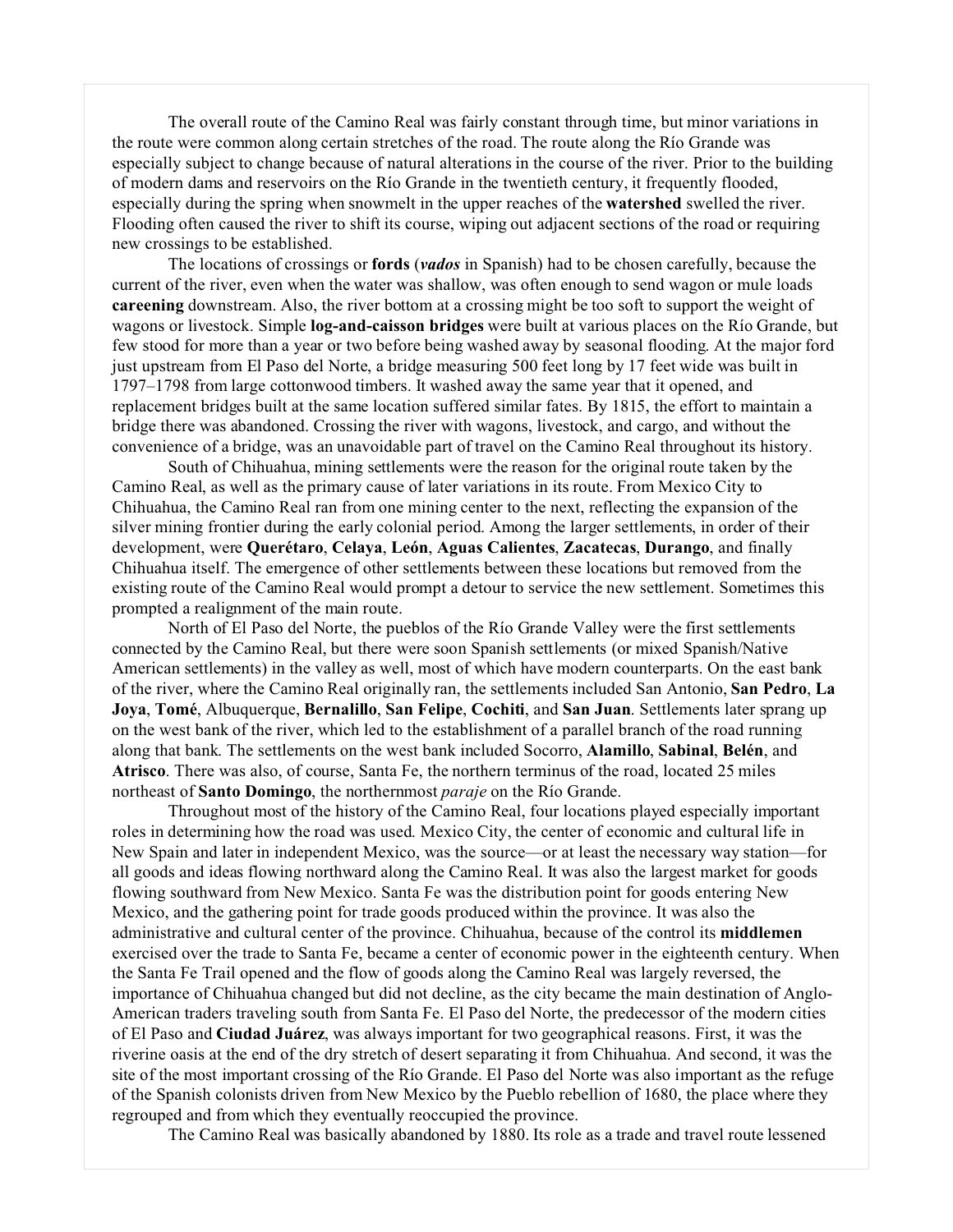The overall route of the Camino Real was fairly constant through time, but minor variations in the route were common along certain stretches of the road. The route along the Río Grande was especially subject to change because of natural alterations in the course of the river. Prior to the building of modern dams and reservoirs on the Río Grande in the twentieth century, it frequently flooded, especially during the spring when snowmelt in the upper reaches of the **watershed** swelled the river. Flooding often caused the river to shift its course, wiping out adjacent sections of the road or requiring new crossings to be established.

The locations of crossings or **fords** (***vados*** in Spanish) had to be chosen carefully, because the current of the river, even when the water was shallow, was often enough to send wagon or mule loads **careening** downstream. Also, the river bottom at a crossing might be too soft to support the weight of wagons or livestock. Simple **log-and-caisson bridges** were built at various places on the Río Grande, but few stood for more than a year or two before being washed away by seasonal flooding. At the major ford just upstream from El Paso del Norte, a bridge measuring 500 feet long by 17 feet wide was built in 1797–1798 from large cottonwood timbers. It washed away the same year that it opened, and replacement bridges built at the same location suffered similar fates. By 1815, the effort to maintain a bridge there was abandoned. Crossing the river with wagons, livestock, and cargo, and without the convenience of a bridge, was an unavoidable part of travel on the Camino Real throughout its history.

South of Chihuahua, mining settlements were the reason for the original route taken by the Camino Real, as well as the primary cause of later variations in its route. From Mexico City to Chihuahua, the Camino Real ran from one mining center to the next, reflecting the expansion of the silver mining frontier during the early colonial period. Among the larger settlements, in order of their development, were **Querétaro**, **Celaya**, **León**, **Aguas Calientes**, **Zacatecas**, **Durango**, and finally Chihuahua itself. The emergence of other settlements between these locations but removed from the existing route of the Camino Real would prompt a detour to service the new settlement. Sometimes this prompted a realignment of the main route.

North of El Paso del Norte, the pueblos of the Río Grande Valley were the first settlements connected by the Camino Real, but there were soon Spanish settlements (or mixed Spanish/Native American settlements) in the valley as well, most of which have modern counterparts. On the east bank of the river, where the Camino Real originally ran, the settlements included San Antonio, **San Pedro**, **La Joya**, **Tomé**, Albuquerque, **Bernalillo**, **San Felipe**, **Cochiti**, and **San Juan**. Settlements later sprang up on the west bank of the river, which led to the establishment of a parallel branch of the road running along that bank. The settlements on the west bank included Socorro, **Alamillo**, **Sabinal**, **Belén**, and **Atrisco**. There was also, of course, Santa Fe, the northern terminus of the road, located 25 miles northeast of **Santo Domingo**, the northernmost *paraje* on the Río Grande.

Throughout most of the history of the Camino Real, four locations played especially important roles in determining how the road was used. Mexico City, the center of economic and cultural life in New Spain and later in independent Mexico, was the source—or at least the necessary way station—for all goods and ideas flowing northward along the Camino Real. It was also the largest market for goods flowing southward from New Mexico. Santa Fe was the distribution point for goods entering New Mexico, and the gathering point for trade goods produced within the province. It was also the administrative and cultural center of the province. Chihuahua, because of the control its **middlemen** exercised over the trade to Santa Fe, became a center of economic power in the eighteenth century. When the Santa Fe Trail opened and the flow of goods along the Camino Real was largely reversed, the importance of Chihuahua changed but did not decline, as the city became the main destination of Anglo-American traders traveling south from Santa Fe. El Paso del Norte, the predecessor of the modern cities of El Paso and **Ciudad Juárez**, was always important for two geographical reasons. First, it was the riverine oasis at the end of the dry stretch of desert separating it from Chihuahua. And second, it was the site of the most important crossing of the Río Grande. El Paso del Norte was also important as the refuge of the Spanish colonists driven from New Mexico by the Pueblo rebellion of 1680, the place where they regrouped and from which they eventually reoccupied the province.

The Camino Real was basically abandoned by 1880. Its role as a trade and travel route lessened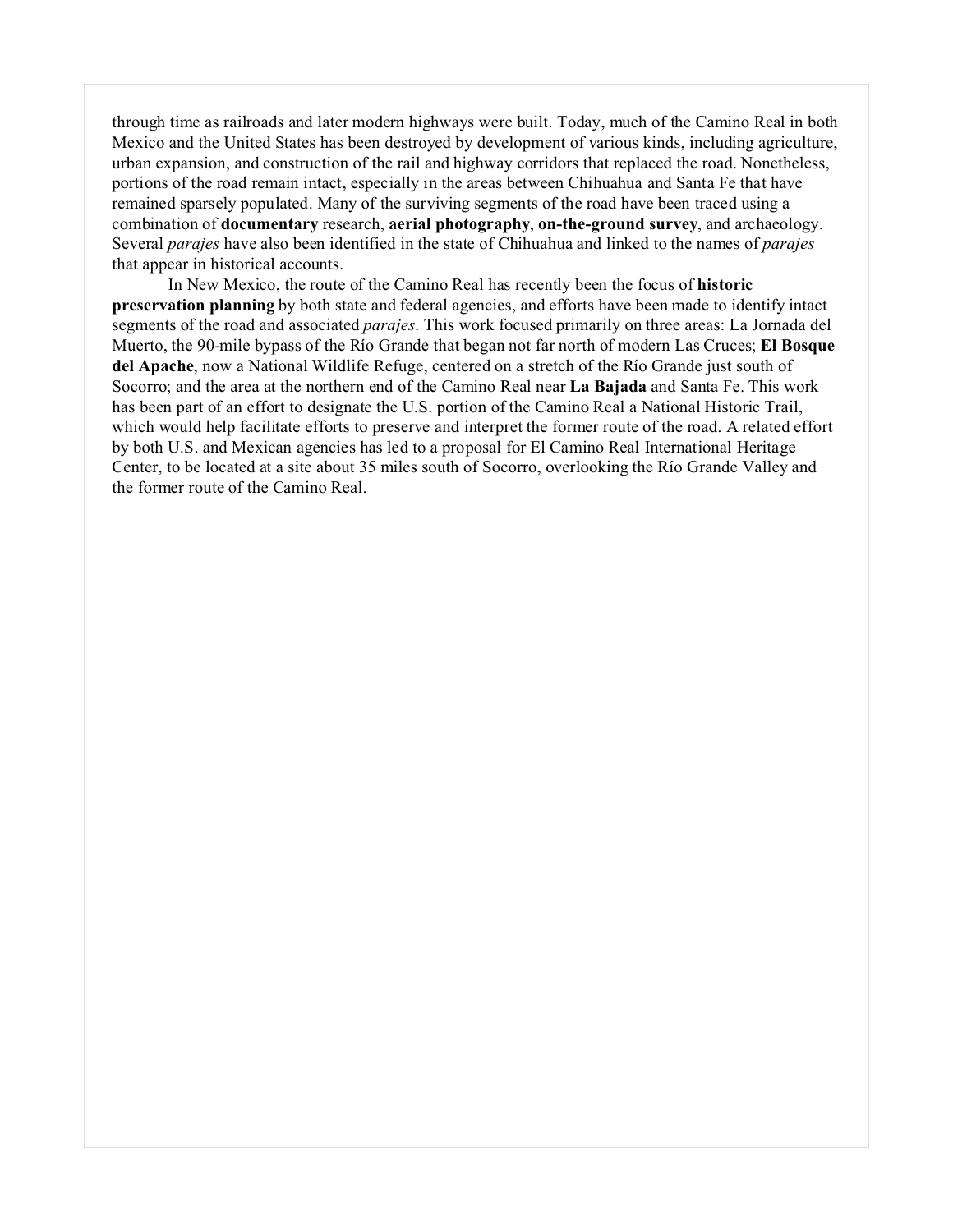through time as railroads and later modern highways were built. Today, much of the Camino Real in both Mexico and the United States has been destroyed by development of various kinds, including agriculture, urban expansion, and construction of the rail and highway corridors that replaced the road. Nonetheless, portions of the road remain intact, especially in the areas between Chihuahua and Santa Fe that have remained sparsely populated. Many of the surviving segments of the road have been traced using a combination of **documentary** research, **aerial photography**, **on-the-ground survey**, and archaeology. Several *parajes* have also been identified in the state of Chihuahua and linked to the names of *parajes* that appear in historical accounts.

In New Mexico, the route of the Camino Real has recently been the focus of **historic preservation planning** by both state and federal agencies, and efforts have been made to identify intact segments of the road and associated *parajes*. This work focused primarily on three areas: La Jornada del Muerto, the 90-mile bypass of the Río Grande that began not far north of modern Las Cruces; **El Bosque del Apache**, now a National Wildlife Refuge, centered on a stretch of the Río Grande just south of Socorro; and the area at the northern end of the Camino Real near **La Bajada** and Santa Fe. This work has been part of an effort to designate the U.S. portion of the Camino Real a National Historic Trail, which would help facilitate efforts to preserve and interpret the former route of the road. A related effort by both U.S. and Mexican agencies has led to a proposal for El Camino Real International Heritage Center, to be located at a site about 35 miles south of Socorro, overlooking the Río Grande Valley and the former route of the Camino Real.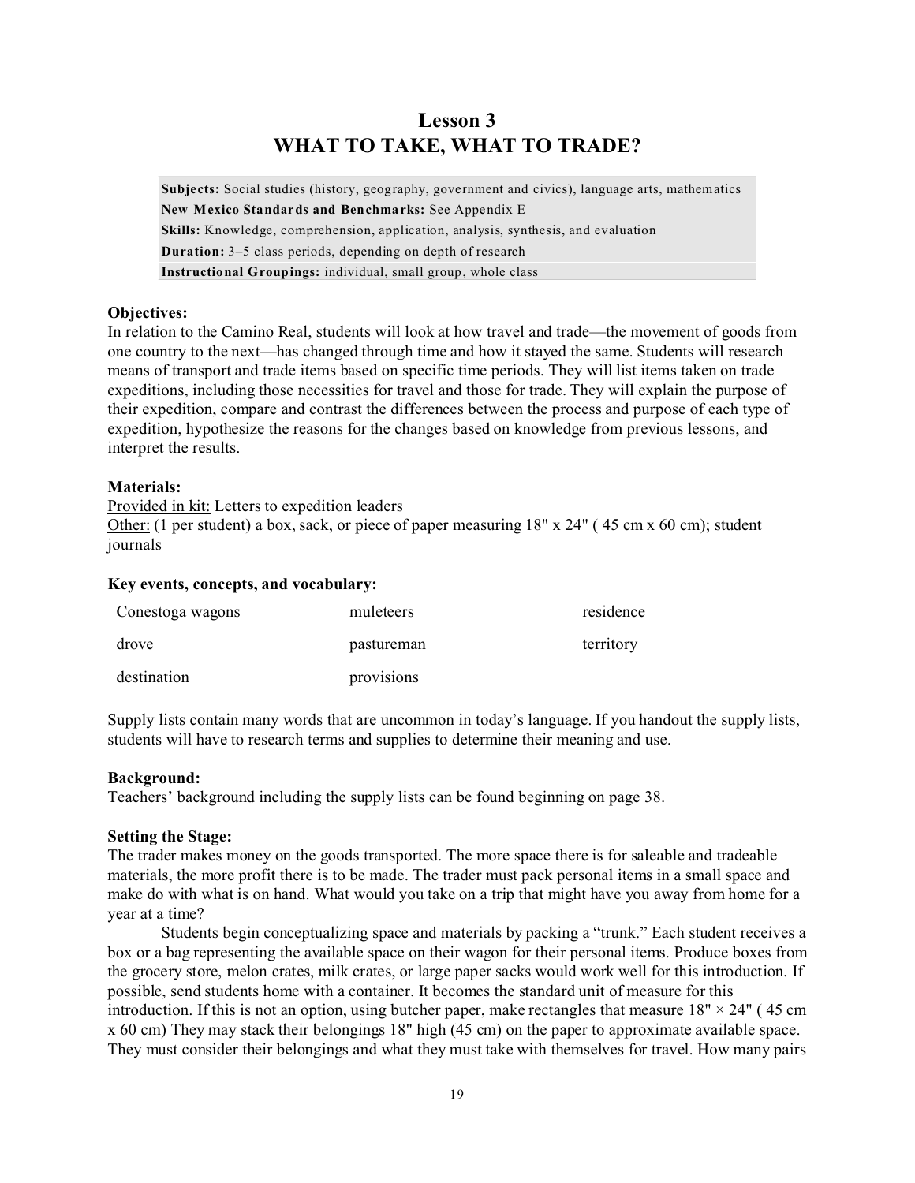# Lesson 3
# WHAT TO TAKE, WHAT TO TRADE?

| | |
|---|---|
| **Subjects:** Social studies (history, geography, government and civics), language arts, mathematics | |
| **New Mexico Standards and Benchmarks:** See Appendix E | |
| **Skills:** Knowledge, comprehension, application, analysis, synthesis, and evaluation | |
| **Duration:** 3–5 class periods, depending on depth of research | |
| **Instructional Groupings:** individual, small group, whole class | |

**Objectives:**
In relation to the Camino Real, students will look at how travel and trade—the movement of goods from one country to the next—has changed through time and how it stayed the same. Students will research means of transport and trade items based on specific time periods. They will list items taken on trade expeditions, including those necessities for travel and those for trade. They will explain the purpose of their expedition, compare and contrast the differences between the process and purpose of each type of expedition, hypothesize the reasons for the changes based on knowledge from previous lessons, and interpret the results.

**Materials:**
Provided in kit: Letters to expedition leaders
Other: (1 per student) a box, sack, or piece of paper measuring 18" x 24" ( 45 cm x 60 cm); student journals

**Key events, concepts, and vocabulary:**

| | | |
|---|---|---|
| Conestoga wagons | muleteers | residence |
| drove | pastureman | territory |
| destination | provisions | |

Supply lists contain many words that are uncommon in today's language. If you handout the supply lists, students will have to research terms and supplies to determine their meaning and use.

**Background:**
Teachers' background including the supply lists can be found beginning on page 38.

**Setting the Stage:**
The trader makes money on the goods transported. The more space there is for saleable and tradeable materials, the more profit there is to be made. The trader must pack personal items in a small space and make do with what is on hand. What would you take on a trip that might have you away from home for a year at a time?

Students begin conceptualizing space and materials by packing a "trunk." Each student receives a box or a bag representing the available space on their wagon for their personal items. Produce boxes from the grocery store, melon crates, milk crates, or large paper sacks would work well for this introduction. If possible, send students home with a container. It becomes the standard unit of measure for this introduction. If this is not an option, using butcher paper, make rectangles that measure 18" × 24" ( 45 cm x 60 cm) They may stack their belongings 18" high (45 cm) on the paper to approximate available space. They must consider their belongings and what they must take with themselves for travel. How many pairs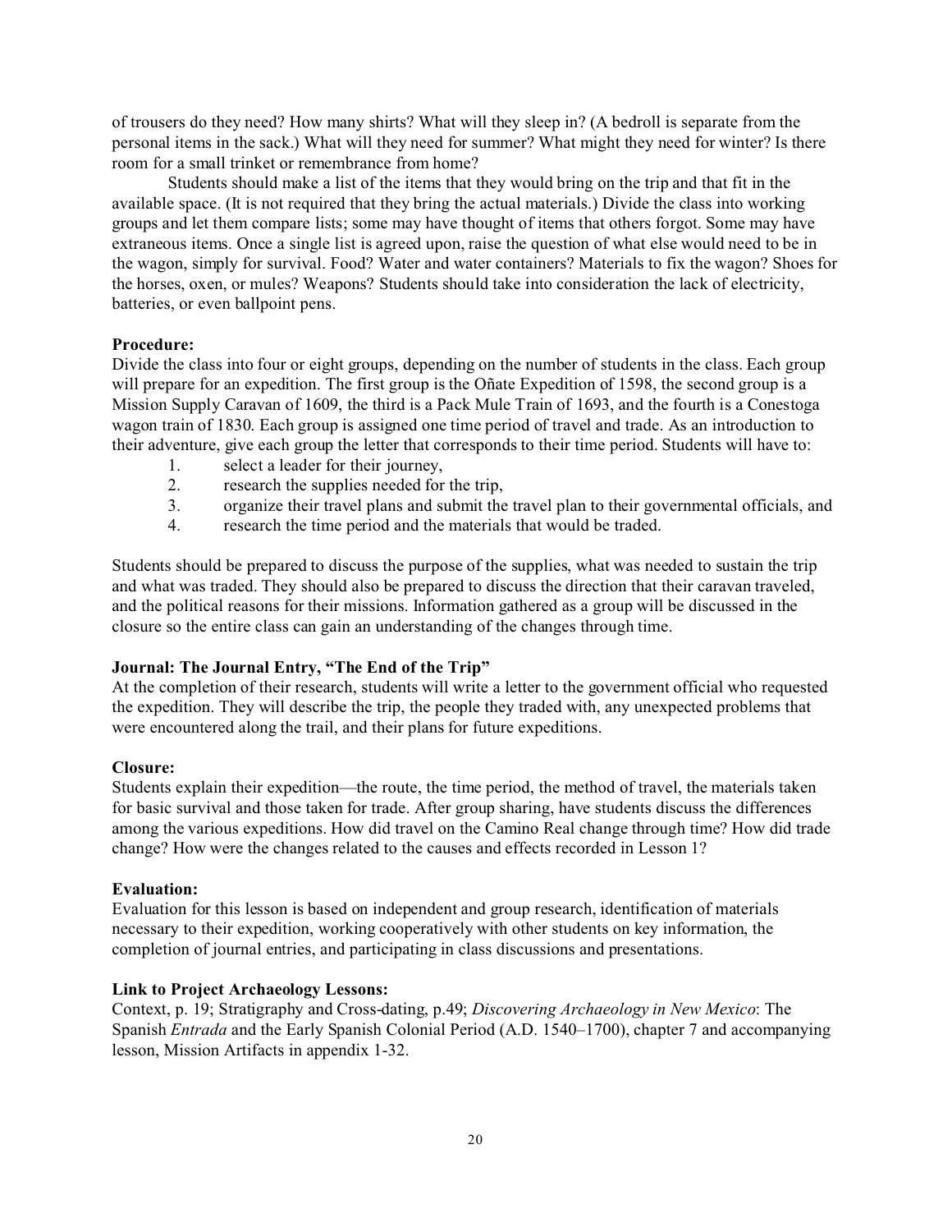of trousers do they need? How many shirts? What will they sleep in? (A bedroll is separate from the personal items in the sack.) What will they need for summer? What might they need for winter? Is there room for a small trinket or remembrance from home?

Students should make a list of the items that they would bring on the trip and that fit in the available space. (It is not required that they bring the actual materials.) Divide the class into working groups and let them compare lists; some may have thought of items that others forgot. Some may have extraneous items. Once a single list is agreed upon, raise the question of what else would need to be in the wagon, simply for survival. Food? Water and water containers? Materials to fix the wagon? Shoes for the horses, oxen, or mules? Weapons? Students should take into consideration the lack of electricity, batteries, or even ballpoint pens.

**Procedure:**
Divide the class into four or eight groups, depending on the number of students in the class. Each group will prepare for an expedition. The first group is the Oñate Expedition of 1598, the second group is a Mission Supply Caravan of 1609, the third is a Pack Mule Train of 1693, and the fourth is a Conestoga wagon train of 1830. Each group is assigned one time period of travel and trade. As an introduction to their adventure, give each group the letter that corresponds to their time period. Students will have to:

1. select a leader for their journey,
2. research the supplies needed for the trip,
3. organize their travel plans and submit the travel plan to their governmental officials, and
4. research the time period and the materials that would be traded.

Students should be prepared to discuss the purpose of the supplies, what was needed to sustain the trip and what was traded. They should also be prepared to discuss the direction that their caravan traveled, and the political reasons for their missions. Information gathered as a group will be discussed in the closure so the entire class can gain an understanding of the changes through time.

**Journal: The Journal Entry, "The End of the Trip"**
At the completion of their research, students will write a letter to the government official who requested the expedition. They will describe the trip, the people they traded with, any unexpected problems that were encountered along the trail, and their plans for future expeditions.

**Closure:**
Students explain their expedition—the route, the time period, the method of travel, the materials taken for basic survival and those taken for trade. After group sharing, have students discuss the differences among the various expeditions. How did travel on the Camino Real change through time? How did trade change? How were the changes related to the causes and effects recorded in Lesson 1?

**Evaluation:**
Evaluation for this lesson is based on independent and group research, identification of materials necessary to their expedition, working cooperatively with other students on key information, the completion of journal entries, and participating in class discussions and presentations.

**Link to Project Archaeology Lessons:**
Context, p. 19; Stratigraphy and Cross-dating, p.49; *Discovering Archaeology in New Mexico*: The Spanish *Entrada* and the Early Spanish Colonial Period (A.D. 1540–1700), chapter 7 and accompanying lesson, Mission Artifacts in appendix 1-32.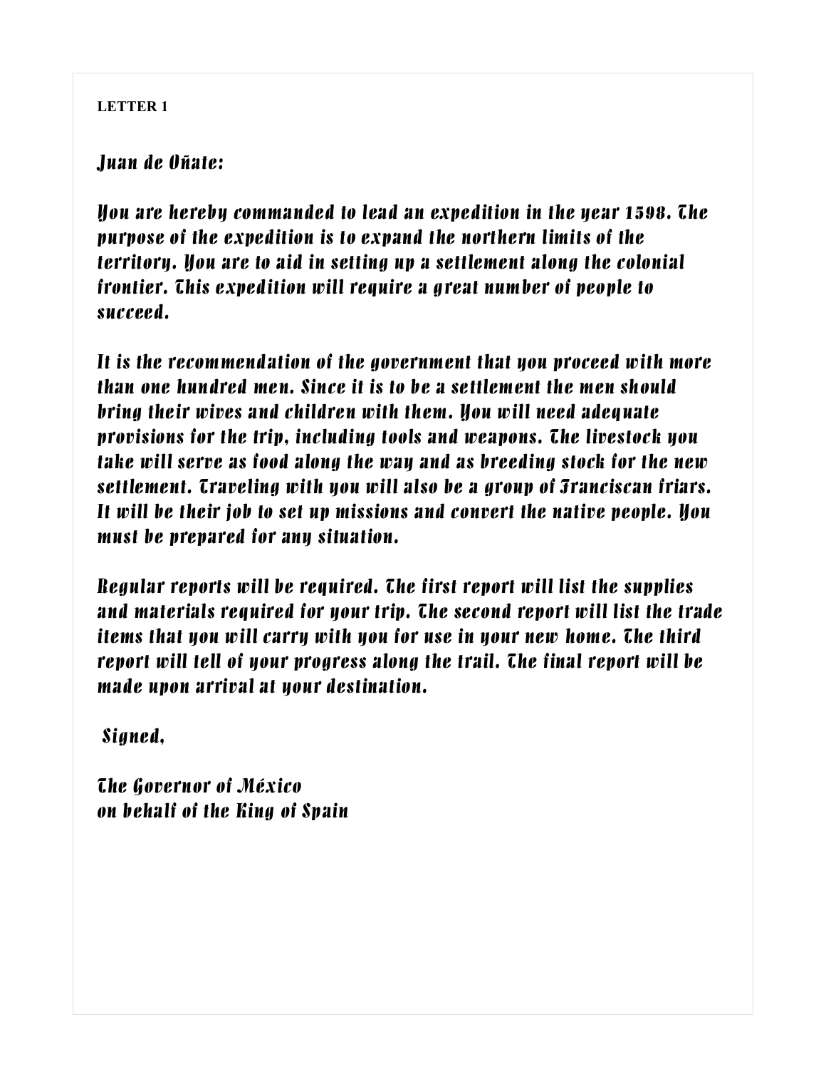**LETTER 1**

*Juan de Oñate:*

*You are hereby commanded to lead an expedition in the year 1598. The purpose of the expedition is to expand the northern limits of the territory. You are to aid in setting up a settlement along the colonial frontier. This expedition will require a great number of people to succeed.*

*It is the recommendation of the government that you proceed with more than one hundred men. Since it is to be a settlement the men should bring their wives and children with them. You will need adequate provisions for the trip, including tools and weapons. The livestock you take will serve as food along the way and as breeding stock for the new settlement. Traveling with you will also be a group of Franciscan friars. It will be their job to set up missions and convert the native people. You must be prepared for any situation.*

*Regular reports will be required. The first report will list the supplies and materials required for your trip. The second report will list the trade items that you will carry with you for use in your new home. The third report will tell of your progress along the trail. The final report will be made upon arrival at your destination.*

*Signed,*

*The Governor of México*
*on behalf of the King of Spain*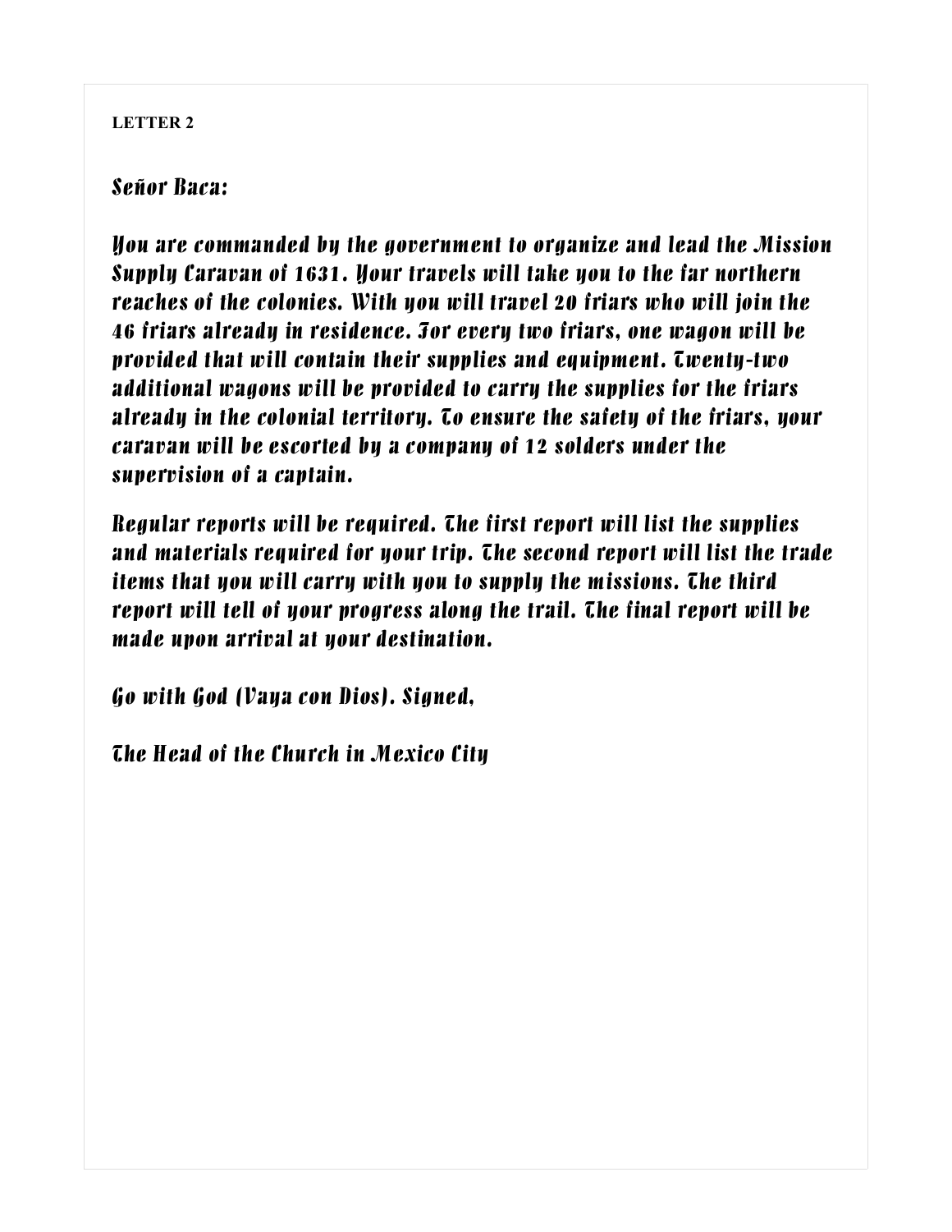**LETTER 2**

*Señor Baca:*

*You are commanded by the government to organize and lead the Mission Supply Caravan of 1631. Your travels will take you to the far northern reaches of the colonies. With you will travel 20 friars who will join the 46 friars already in residence. For every two friars, one wagon will be provided that will contain their supplies and equipment. Twenty-two additional wagons will be provided to carry the supplies for the friars already in the colonial territory. To ensure the safety of the friars, your caravan will be escorted by a company of 12 solders under the supervision of a captain.*

*Regular reports will be required. The first report will list the supplies and materials required for your trip. The second report will list the trade items that you will carry with you to supply the missions. The third report will tell of your progress along the trail. The final report will be made upon arrival at your destination.*

*Go with God (Vaya con Dios). Signed,*

*The Head of the Church in Mexico City*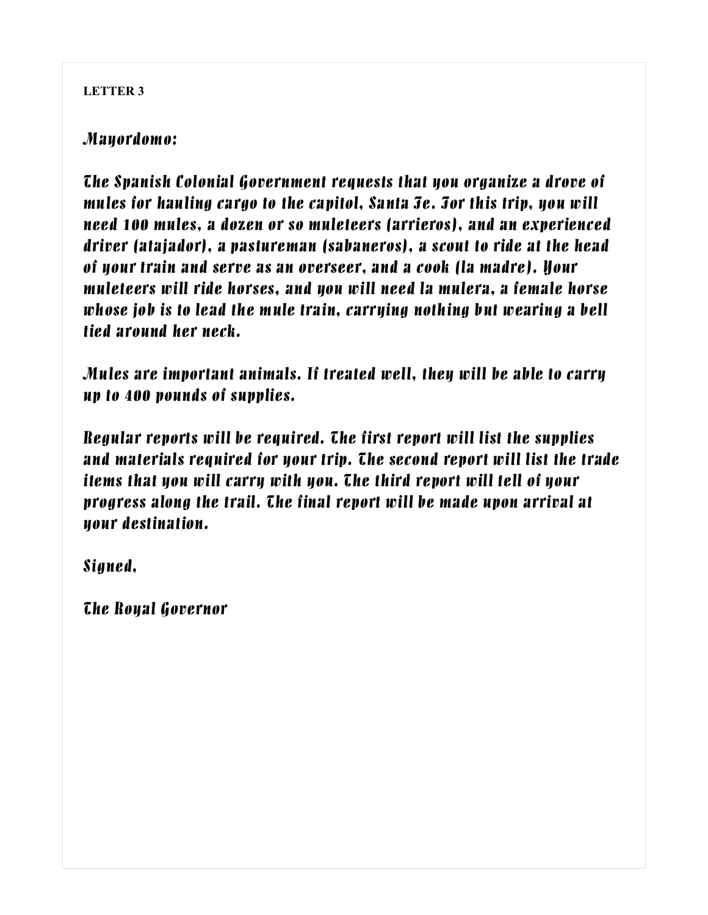**LETTER 3**

*Mayordomo:*

*The Spanish Colonial Government requests that you organize a drove of mules for hauling cargo to the capitol, Santa Fe. For this trip, you will need 100 mules, a dozen or so muleteers (arrieros), and an experienced driver (atajador), a pastureman (sabaneros), a scout to ride at the head of your train and serve as an overseer, and a cook (la madre). Your muleteers will ride horses, and you will need la mulera, a female horse whose job is to lead the mule train, carrying nothing but wearing a bell tied around her neck.*

*Mules are important animals. If treated well, they will be able to carry up to 400 pounds of supplies.*

*Regular reports will be required. The first report will list the supplies and materials required for your trip. The second report will list the trade items that you will carry with you. The third report will tell of your progress along the trail. The final report will be made upon arrival at your destination.*

*Signed,*

*The Royal Governor*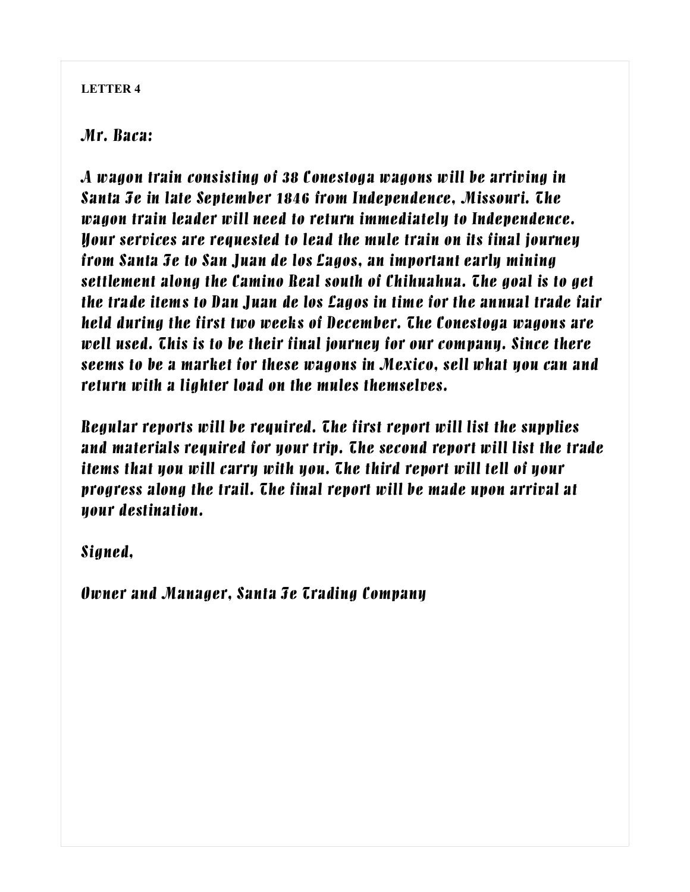**LETTER 4**

*Mr. Baca:*

*A wagon train consisting of 38 Conestoga wagons will be arriving in Santa Fe in late September 1846 from Independence, Missouri. The wagon train leader will need to return immediately to Independence. Your services are requested to lead the mule train on its final journey from Santa Fe to San Juan de los Lagos, an important early mining settlement along the Camino Real south of Chihuahua. The goal is to get the trade items to Dan Juan de los Lagos in time for the annual trade fair held during the first two weeks of December. The Conestoga wagons are well used. This is to be their final journey for our company. Since there seems to be a market for these wagons in Mexico, sell what you can and return with a lighter load on the mules themselves.*

*Regular reports will be required. The first report will list the supplies and materials required for your trip. The second report will list the trade items that you will carry with you. The third report will tell of your progress along the trail. The final report will be made upon arrival at your destination.*

*Signed,*

*Owner and Manager, Santa Fe Trading Company*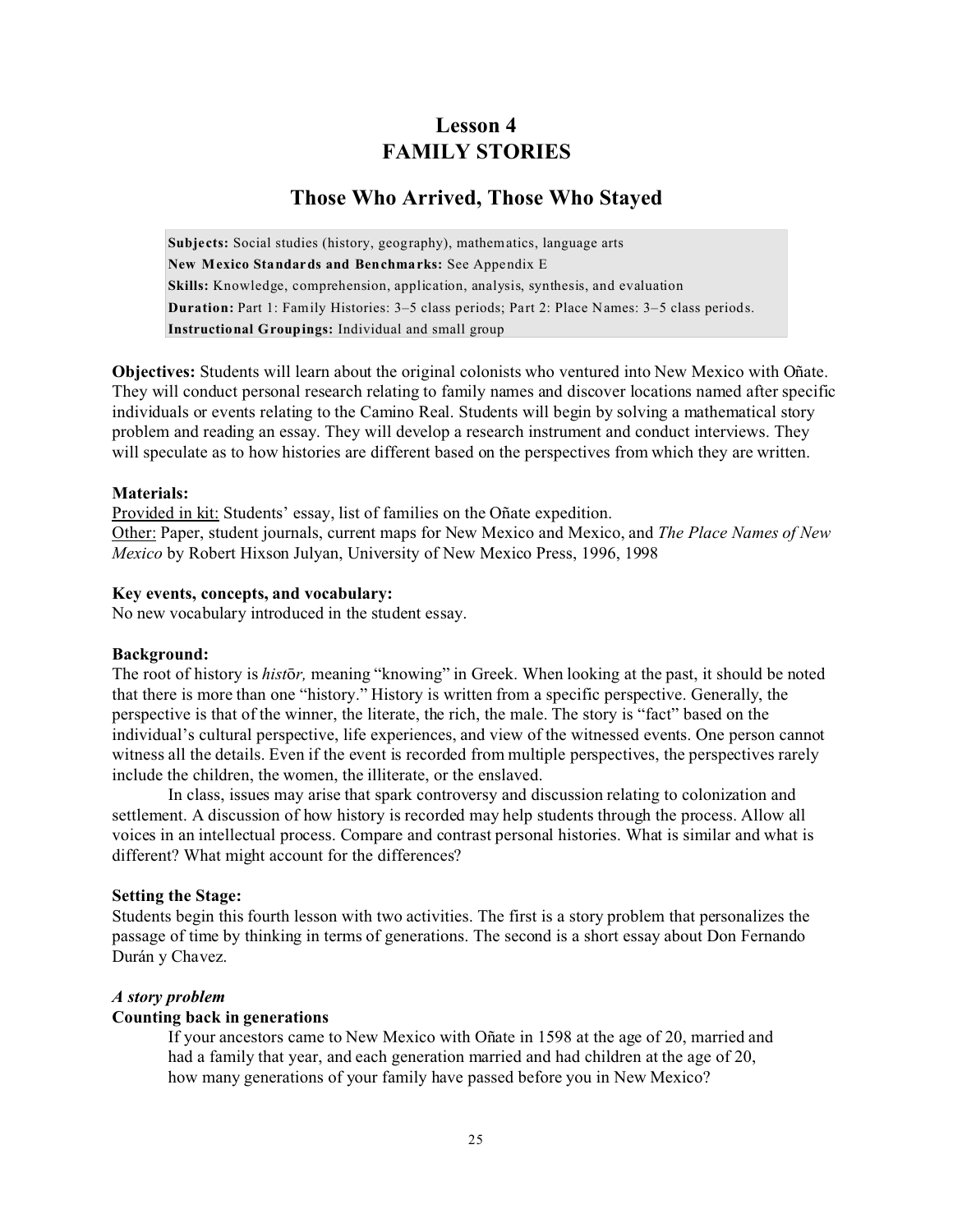# Lesson 4
# FAMILY STORIES

## Those Who Arrived, Those Who Stayed

**Subjects:** Social studies (history, geography), mathematics, language arts
**New Mexico Standards and Benchmarks:** See Appendix E
**Skills:** Knowledge, comprehension, application, analysis, synthesis, and evaluation
**Duration:** Part 1: Family Histories: 3–5 class periods; Part 2: Place Names: 3–5 class periods.
**Instructional Groupings:** Individual and small group

**Objectives:** Students will learn about the original colonists who ventured into New Mexico with Oñate. They will conduct personal research relating to family names and discover locations named after specific individuals or events relating to the Camino Real. Students will begin by solving a mathematical story problem and reading an essay. They will develop a research instrument and conduct interviews. They will speculate as to how histories are different based on the perspectives from which they are written.

**Materials:**
Provided in kit: Students' essay, list of families on the Oñate expedition.
Other: Paper, student journals, current maps for New Mexico and Mexico, and *The Place Names of New Mexico* by Robert Hixson Julyan, University of New Mexico Press, 1996, 1998

**Key events, concepts, and vocabulary:**
No new vocabulary introduced in the student essay.

**Background:**
The root of history is *histōr,* meaning "knowing" in Greek. When looking at the past, it should be noted that there is more than one "history." History is written from a specific perspective. Generally, the perspective is that of the winner, the literate, the rich, the male. The story is "fact" based on the individual's cultural perspective, life experiences, and view of the witnessed events. One person cannot witness all the details. Even if the event is recorded from multiple perspectives, the perspectives rarely include the children, the women, the illiterate, or the enslaved.

In class, issues may arise that spark controversy and discussion relating to colonization and settlement. A discussion of how history is recorded may help students through the process. Allow all voices in an intellectual process. Compare and contrast personal histories. What is similar and what is different? What might account for the differences?

**Setting the Stage:**
Students begin this fourth lesson with two activities. The first is a story problem that personalizes the passage of time by thinking in terms of generations. The second is a short essay about Don Fernando Durán y Chavez.

***A story problem***
**Counting back in generations**

> If your ancestors came to New Mexico with Oñate in 1598 at the age of 20, married and had a family that year, and each generation married and had children at the age of 20, how many generations of your family have passed before you in New Mexico?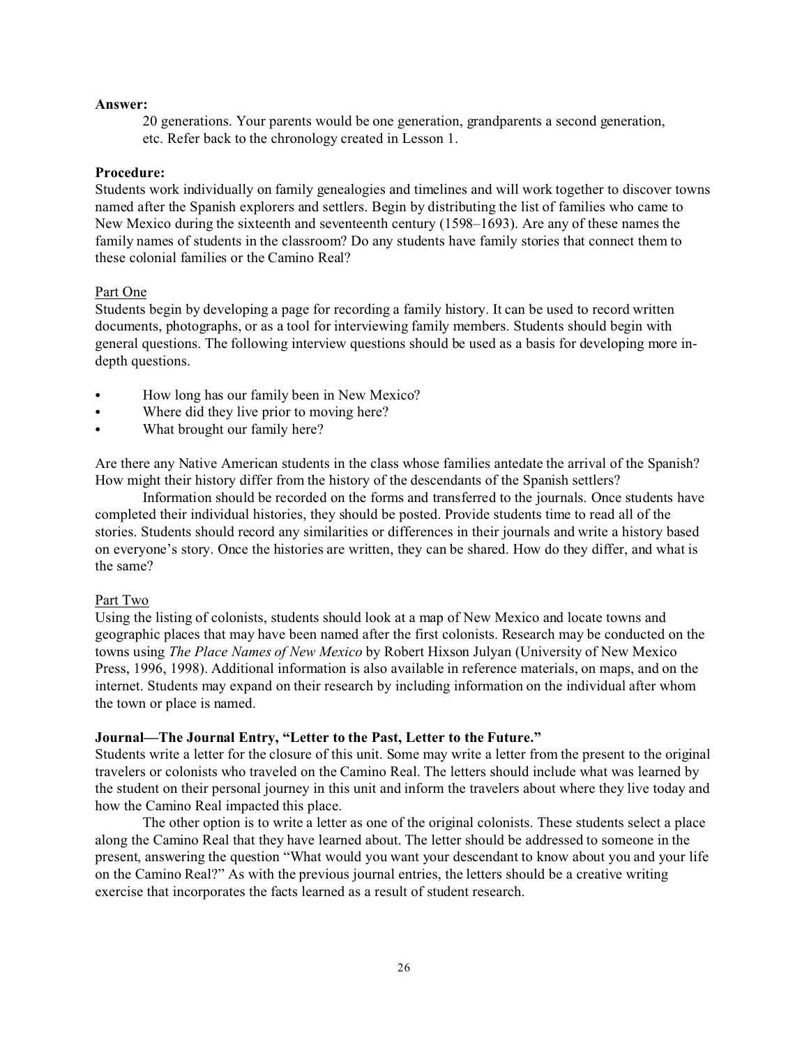**Answer:**

20 generations. Your parents would be one generation, grandparents a second generation, etc. Refer back to the chronology created in Lesson 1.

**Procedure:**

Students work individually on family genealogies and timelines and will work together to discover towns named after the Spanish explorers and settlers. Begin by distributing the list of families who came to New Mexico during the sixteenth and seventeenth century (1598–1693). Are any of these names the family names of students in the classroom? Do any students have family stories that connect them to these colonial families or the Camino Real?

Part One

Students begin by developing a page for recording a family history. It can be used to record written documents, photographs, or as a tool for interviewing family members. Students should begin with general questions. The following interview questions should be used as a basis for developing more in-depth questions.

- How long has our family been in New Mexico?
- Where did they live prior to moving here?
- What brought our family here?

Are there any Native American students in the class whose families antedate the arrival of the Spanish? How might their history differ from the history of the descendants of the Spanish settlers?

Information should be recorded on the forms and transferred to the journals. Once students have completed their individual histories, they should be posted. Provide students time to read all of the stories. Students should record any similarities or differences in their journals and write a history based on everyone's story. Once the histories are written, they can be shared. How do they differ, and what is the same?

Part Two

Using the listing of colonists, students should look at a map of New Mexico and locate towns and geographic places that may have been named after the first colonists. Research may be conducted on the towns using *The Place Names of New Mexico* by Robert Hixson Julyan (University of New Mexico Press, 1996, 1998). Additional information is also available in reference materials, on maps, and on the internet. Students may expand on their research by including information on the individual after whom the town or place is named.

**Journal—The Journal Entry, "Letter to the Past, Letter to the Future."**

Students write a letter for the closure of this unit. Some may write a letter from the present to the original travelers or colonists who traveled on the Camino Real. The letters should include what was learned by the student on their personal journey in this unit and inform the travelers about where they live today and how the Camino Real impacted this place.

The other option is to write a letter as one of the original colonists. These students select a place along the Camino Real that they have learned about. The letter should be addressed to someone in the present, answering the question "What would you want your descendant to know about you and your life on the Camino Real?" As with the previous journal entries, the letters should be a creative writing exercise that incorporates the facts learned as a result of student research.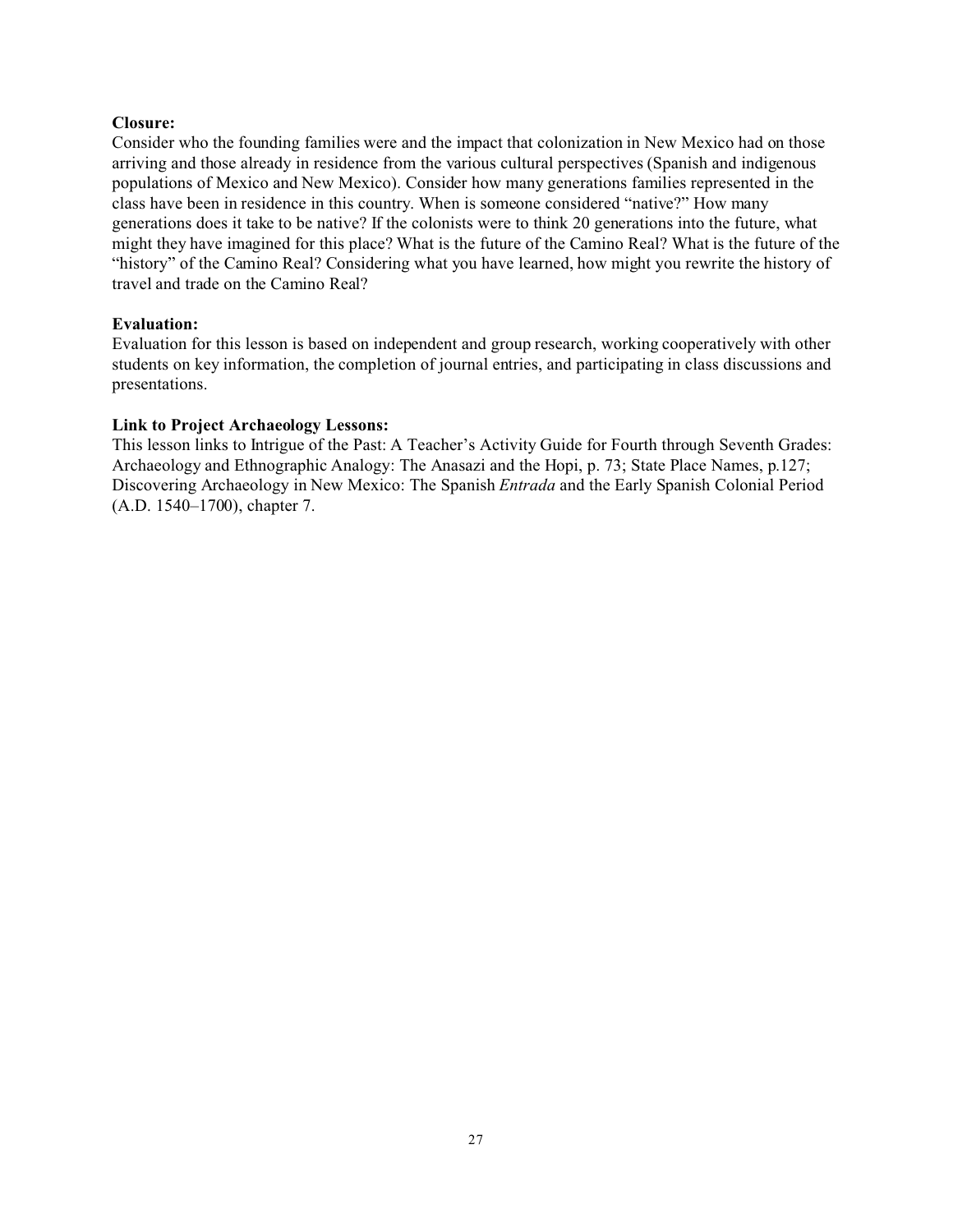**Closure:**

Consider who the founding families were and the impact that colonization in New Mexico had on those arriving and those already in residence from the various cultural perspectives (Spanish and indigenous populations of Mexico and New Mexico). Consider how many generations families represented in the class have been in residence in this country. When is someone considered "native?" How many generations does it take to be native? If the colonists were to think 20 generations into the future, what might they have imagined for this place? What is the future of the Camino Real? What is the future of the "history" of the Camino Real? Considering what you have learned, how might you rewrite the history of travel and trade on the Camino Real?

**Evaluation:**

Evaluation for this lesson is based on independent and group research, working cooperatively with other students on key information, the completion of journal entries, and participating in class discussions and presentations.

**Link to Project Archaeology Lessons:**

This lesson links to Intrigue of the Past: A Teacher's Activity Guide for Fourth through Seventh Grades: Archaeology and Ethnographic Analogy: The Anasazi and the Hopi, p. 73; State Place Names, p.127; Discovering Archaeology in New Mexico: The Spanish *Entrada* and the Early Spanish Colonial Period (A.D. 1540–1700), chapter 7.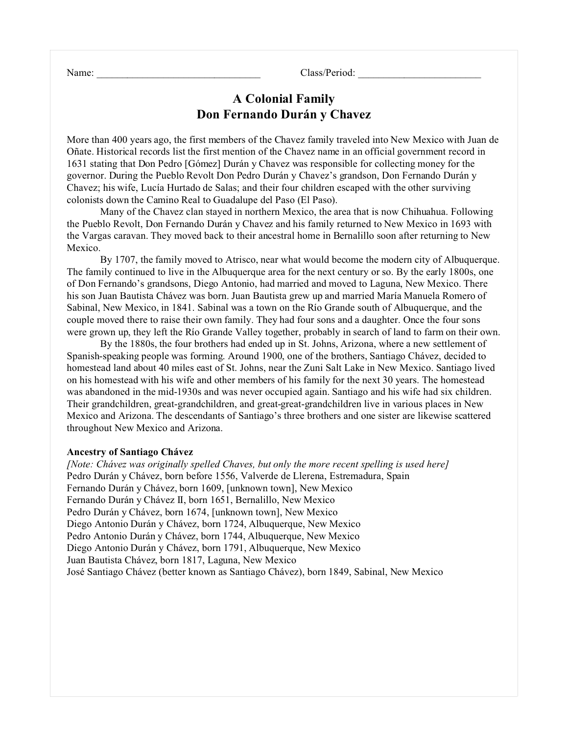Name: \_\_\_\_\_\_\_\_\_\_\_\_\_\_\_\_\_\_\_\_\_\_\_\_\_\_\_\_\_\_\_\_ Class/Period: \_\_\_\_\_\_\_\_\_\_\_\_\_\_\_\_\_\_\_\_\_\_\_\_

# A Colonial Family
# Don Fernando Durán y Chavez

More than 400 years ago, the first members of the Chavez family traveled into New Mexico with Juan de Oñate. Historical records list the first mention of the Chavez name in an official government record in 1631 stating that Don Pedro [Gómez] Durán y Chavez was responsible for collecting money for the governor. During the Pueblo Revolt Don Pedro Durán y Chavez's grandson, Don Fernando Durán y Chavez; his wife, Lucía Hurtado de Salas; and their four children escaped with the other surviving colonists down the Camino Real to Guadalupe del Paso (El Paso).

Many of the Chavez clan stayed in northern Mexico, the area that is now Chihuahua. Following the Pueblo Revolt, Don Fernando Durán y Chavez and his family returned to New Mexico in 1693 with the Vargas caravan. They moved back to their ancestral home in Bernalillo soon after returning to New Mexico.

By 1707, the family moved to Atrisco, near what would become the modern city of Albuquerque. The family continued to live in the Albuquerque area for the next century or so. By the early 1800s, one of Don Fernando's grandsons, Diego Antonio, had married and moved to Laguna, New Mexico. There his son Juan Bautista Chávez was born. Juan Bautista grew up and married María Manuela Romero of Sabinal, New Mexico, in 1841. Sabinal was a town on the Río Grande south of Albuquerque, and the couple moved there to raise their own family. They had four sons and a daughter. Once the four sons were grown up, they left the Río Grande Valley together, probably in search of land to farm on their own.

By the 1880s, the four brothers had ended up in St. Johns, Arizona, where a new settlement of Spanish-speaking people was forming. Around 1900, one of the brothers, Santiago Chávez, decided to homestead land about 40 miles east of St. Johns, near the Zuni Salt Lake in New Mexico. Santiago lived on his homestead with his wife and other members of his family for the next 30 years. The homestead was abandoned in the mid-1930s and was never occupied again. Santiago and his wife had six children. Their grandchildren, great-grandchildren, and great-great-grandchildren live in various places in New Mexico and Arizona. The descendants of Santiago's three brothers and one sister are likewise scattered throughout New Mexico and Arizona.

**Ancestry of Santiago Chávez**

*[Note: Chávez was originally spelled Chaves, but only the more recent spelling is used here]*

Pedro Durán y Chávez, born before 1556, Valverde de Llerena, Estremadura, Spain
Fernando Durán y Chávez, born 1609, [unknown town], New Mexico
Fernando Durán y Chávez II, born 1651, Bernalillo, New Mexico
Pedro Durán y Chávez, born 1674, [unknown town], New Mexico
Diego Antonio Durán y Chávez, born 1724, Albuquerque, New Mexico
Pedro Antonio Durán y Chávez, born 1744, Albuquerque, New Mexico
Diego Antonio Durán y Chávez, born 1791, Albuquerque, New Mexico
Juan Bautista Chávez, born 1817, Laguna, New Mexico
José Santiago Chávez (better known as Santiago Chávez), born 1849, Sabinal, New Mexico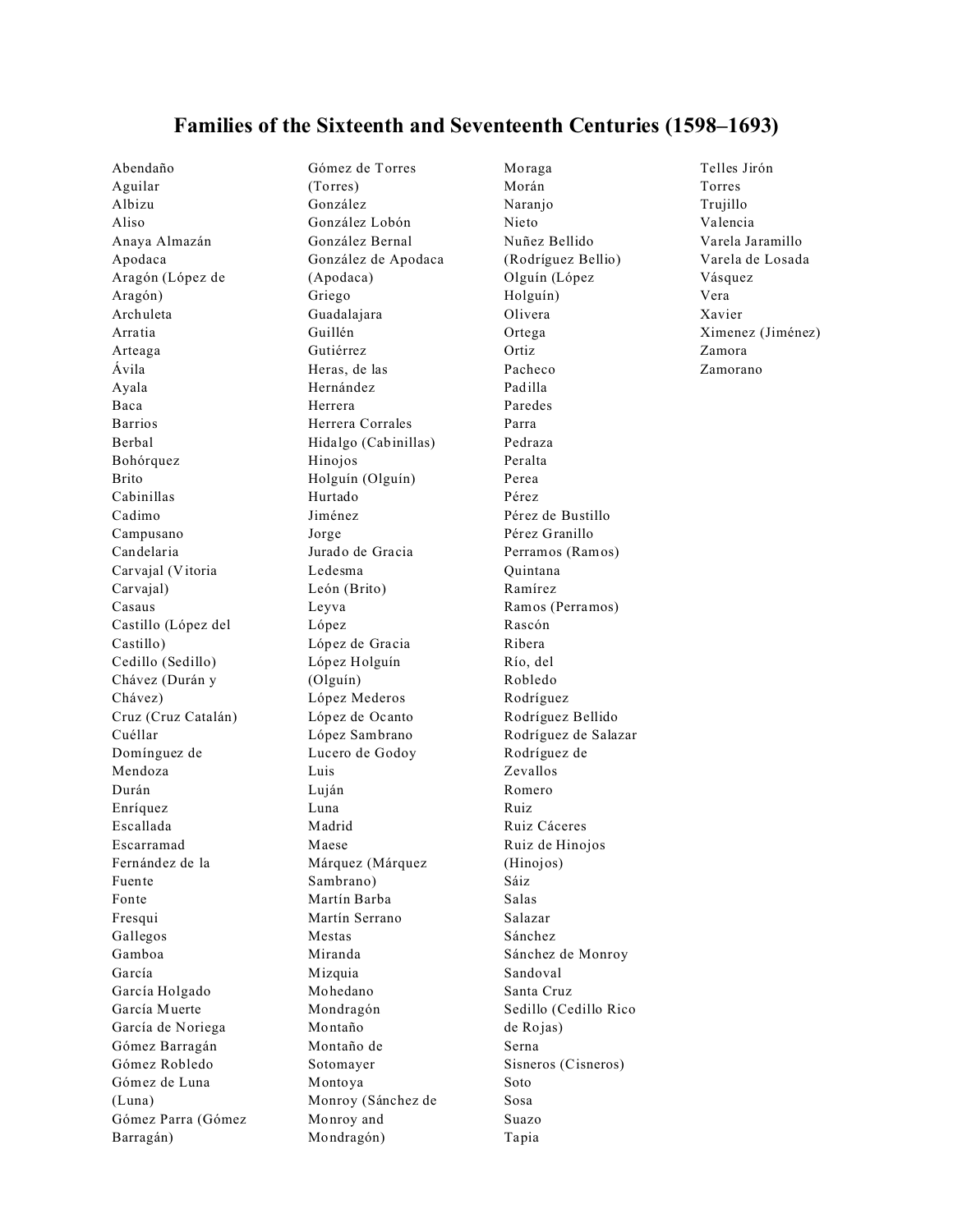# Families of the Sixteenth and Seventeenth Centuries (1598–1693)

Abendaño
Aguilar
Albizu
Aliso
Anaya Almazán
Apodaca
Aragón (López de Aragón)
Archuleta
Arratia
Arteaga
Ávila
Ayala
Baca
Barrios
Berbal
Bohórquez
Brito
Cabinillas
Cadimo
Campusano
Candelaria
Carvajal (Vitoria Carvajal)
Casaus
Castillo (López del Castillo)
Cedillo (Sedillo)
Chávez (Durán y Chávez)
Cruz (Cruz Catalán)
Cuéllar
Domínguez de Mendoza
Durán
Enríquez
Escallada
Escarramad
Fernández de la Fuente
Fonte
Fresqui
Gallegos
Gamboa
García
García Holgado
García Muerte
García de Noriega
Gómez Barragán
Gómez Robledo
Gómez de Luna (Luna)
Gómez Parra (Gómez Barragán)
Gómez de Torres (Torres)
González
González Lobón
González Bernal
González de Apodaca (Apodaca)
Griego
Guadalajara
Guillén
Gutiérrez
Heras, de las
Hernández
Herrera
Herrera Corrales
Hidalgo (Cabinillas)
Hinojos
Holguín (Olguín)
Hurtado
Jiménez
Jorge
Jurado de Gracia
Ledesma
León (Brito)
Leyva
López
López de Gracia
López Holguín (Olguín)
López Mederos
López de Ocanto
López Sambrano
Lucero de Godoy
Luis
Luján
Luna
Madrid
Maese
Márquez (Márquez Sambrano)
Martín Barba
Martín Serrano
Mestas
Miranda
Mizquia
Mohedano
Mondragón
Montaño
Montaño de Sotomayer
Montoya
Monroy (Sánchez de Monroy and Mondragón)
Moraga
Morán
Naranjo
Nieto
Nuñez Bellido (Rodríguez Bellio)
Olguín (López Holguín)
Olivera
Ortega
Ortiz
Pacheco
Padilla
Paredes
Parra
Pedraza
Peralta
Perea
Pérez
Pérez de Bustillo
Pérez Granillo
Perramos (Ramos)
Quintana
Ramírez
Ramos (Perramos)
Rascón
Ribera
Río, del
Robledo
Rodríguez
Rodríguez Bellido
Rodríguez de Salazar
Rodríguez de Zevallos
Romero
Ruiz
Ruiz Cáceres
Ruiz de Hinojos (Hinojos)
Sáiz
Salas
Salazar
Sánchez
Sánchez de Monroy
Sandoval
Santa Cruz
Sedillo (Cedillo Rico de Rojas)
Serna
Sisneros (Cisneros)
Soto
Sosa
Suazo
Tapia
Telles Jirón
Torres
Trujillo
Valencia
Varela Jaramillo
Varela de Losada
Vásquez
Vera
Xavier
Ximenez (Jiménez)
Zamora
Zamorano